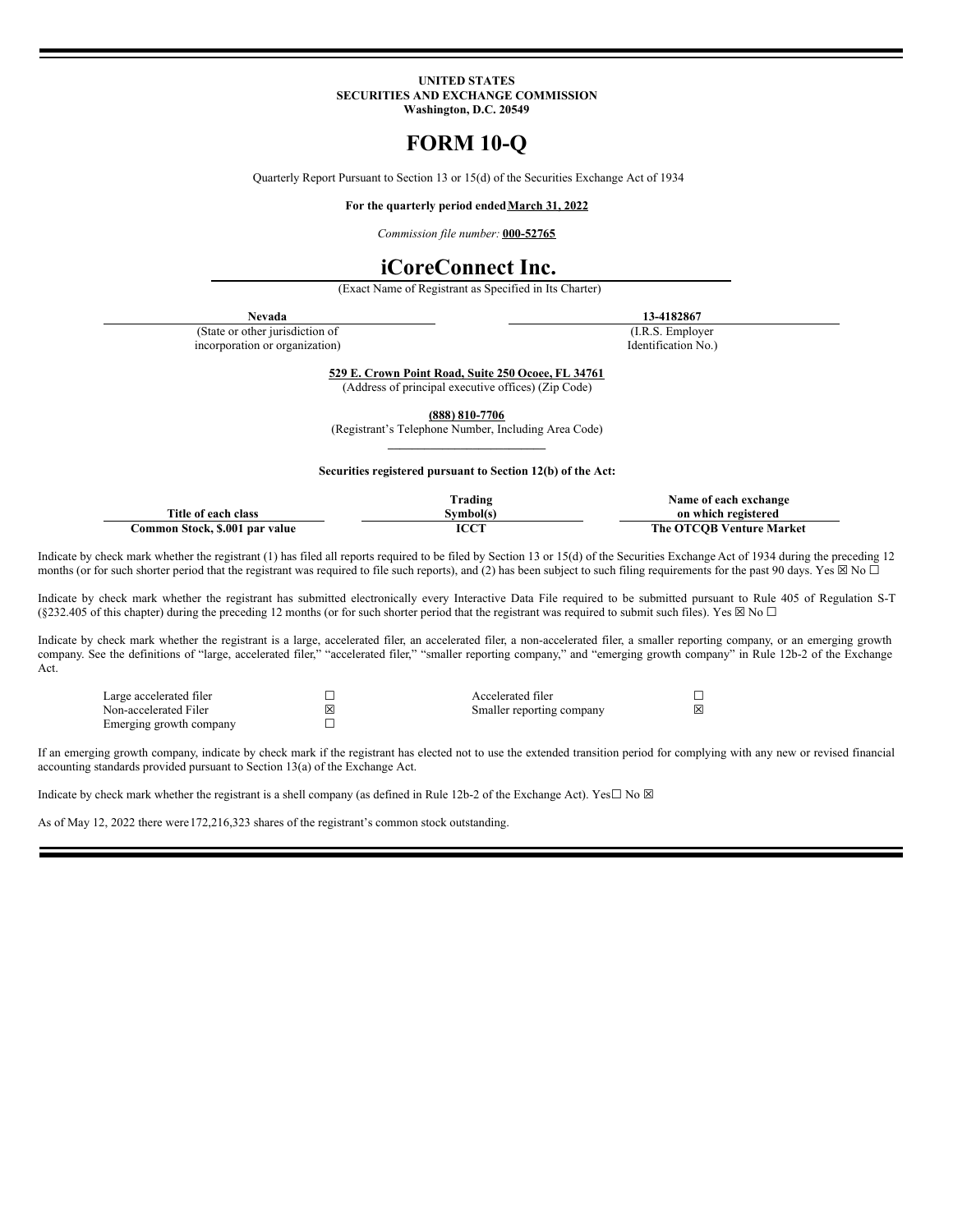**UNITED STATES**
**SECURITIES AND EXCHANGE COMMISSION**
**Washington, D.C. 20549**

# FORM 10-Q

Quarterly Report Pursuant to Section 13 or 15(d) of the Securities Exchange Act of 1934

**For the quarterly period ended March 31, 2022**

*Commission file number:* **000-52765**

# iCoreConnect Inc.

(Exact Name of Registrant as Specified in Its Charter)

| **Nevada** | **13-4182867** |
|---|---|
| (State or other jurisdiction of incorporation or organization) | (I.R.S. Employer Identification No.) |

**529 E. Crown Point Road, Suite 250 Ocoee, FL 34761**
(Address of principal executive offices) (Zip Code)

**(888) 810-7706**
(Registrant's Telephone Number, Including Area Code)

**Securities registered pursuant to Section 12(b) of the Act:**

| Title of each class | Trading Symbol(s) | Name of each exchange on which registered |
|---|---|---|
| **Common Stock, $.001 par value** | **ICCT** | **The OTCQB Venture Market** |

Indicate by check mark whether the registrant (1) has filed all reports required to be filed by Section 13 or 15(d) of the Securities Exchange Act of 1934 during the preceding 12 months (or for such shorter period that the registrant was required to file such reports), and (2) has been subject to such filing requirements for the past 90 days. Yes ☒ No ☐

Indicate by check mark whether the registrant has submitted electronically every Interactive Data File required to be submitted pursuant to Rule 405 of Regulation S-T (§232.405 of this chapter) during the preceding 12 months (or for such shorter period that the registrant was required to submit such files). Yes ☒ No ☐

Indicate by check mark whether the registrant is a large, accelerated filer, an accelerated filer, a non-accelerated filer, a smaller reporting company, or an emerging growth company. See the definitions of "large, accelerated filer," "accelerated filer," "smaller reporting company," and "emerging growth company" in Rule 12b-2 of the Exchange Act.

| | | | |
|---|---|---|---|
| Large accelerated filer | ☐ | Accelerated filer | ☐ |
| Non-accelerated Filer | ☒ | Smaller reporting company | ☒ |
| Emerging growth company | ☐ | | |

If an emerging growth company, indicate by check mark if the registrant has elected not to use the extended transition period for complying with any new or revised financial accounting standards provided pursuant to Section 13(a) of the Exchange Act.

Indicate by check mark whether the registrant is a shell company (as defined in Rule 12b-2 of the Exchange Act). Yes☐ No ☒

As of May 12, 2022 there were 172,216,323 shares of the registrant's common stock outstanding.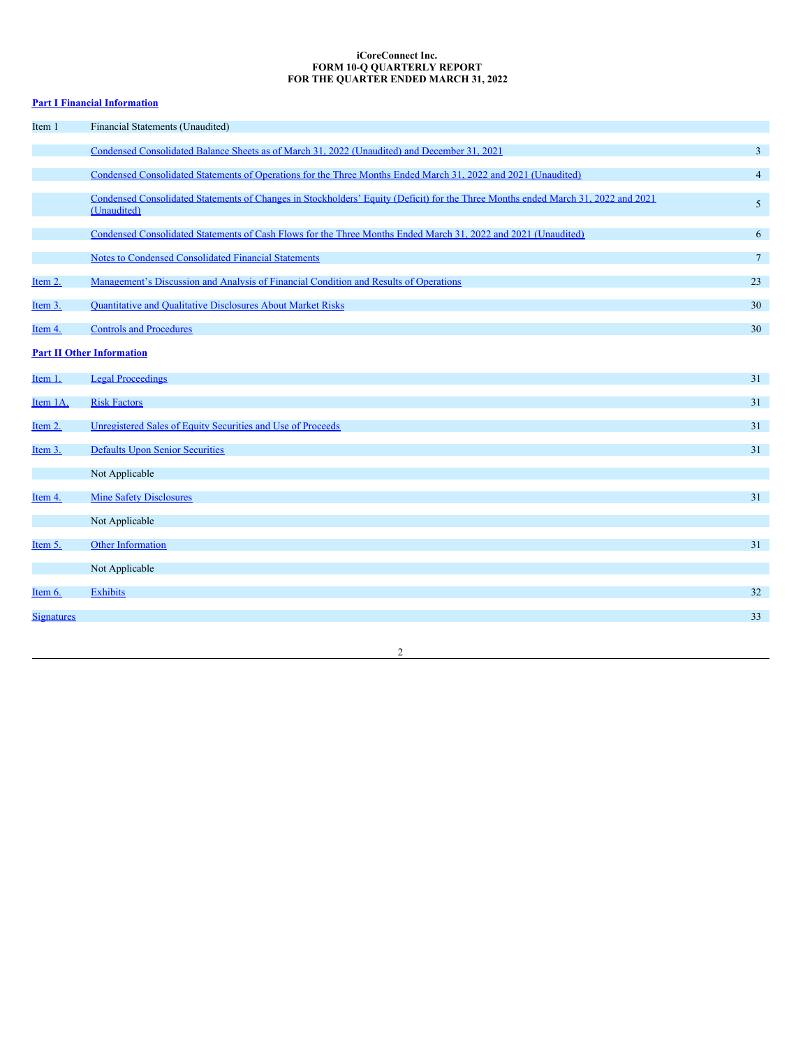**iCoreConnect Inc.**
**FORM 10-Q QUARTERLY REPORT**
**FOR THE QUARTER ENDED MARCH 31, 2022**

**Part I Financial Information**

| | | |
|---|---|---|
| Item 1 | Financial Statements (Unaudited) | |
| | Condensed Consolidated Balance Sheets as of March 31, 2022 (Unaudited) and December 31, 2021 | 3 |
| | Condensed Consolidated Statements of Operations for the Three Months Ended March 31, 2022 and 2021 (Unaudited) | 4 |
| | Condensed Consolidated Statements of Changes in Stockholders' Equity (Deficit) for the Three Months ended March 31, 2022 and 2021 (Unaudited) | 5 |
| | Condensed Consolidated Statements of Cash Flows for the Three Months Ended March 31, 2022 and 2021 (Unaudited) | 6 |
| | Notes to Condensed Consolidated Financial Statements | 7 |
| Item 2. | Management's Discussion and Analysis of Financial Condition and Results of Operations | 23 |
| Item 3. | Quantitative and Qualitative Disclosures About Market Risks | 30 |
| Item 4. | Controls and Procedures | 30 |

**Part II Other Information**

| | | |
|---|---|---|
| Item 1. | Legal Proceedings | 31 |
| Item 1A. | Risk Factors | 31 |
| Item 2. | Unregistered Sales of Equity Securities and Use of Proceeds | 31 |
| Item 3. | Defaults Upon Senior Securities | 31 |
| | Not Applicable | |
| Item 4. | Mine Safety Disclosures | 31 |
| | Not Applicable | |
| Item 5. | Other Information | 31 |
| | Not Applicable | |
| Item 6. | Exhibits | 32 |
| Signatures | | 33 |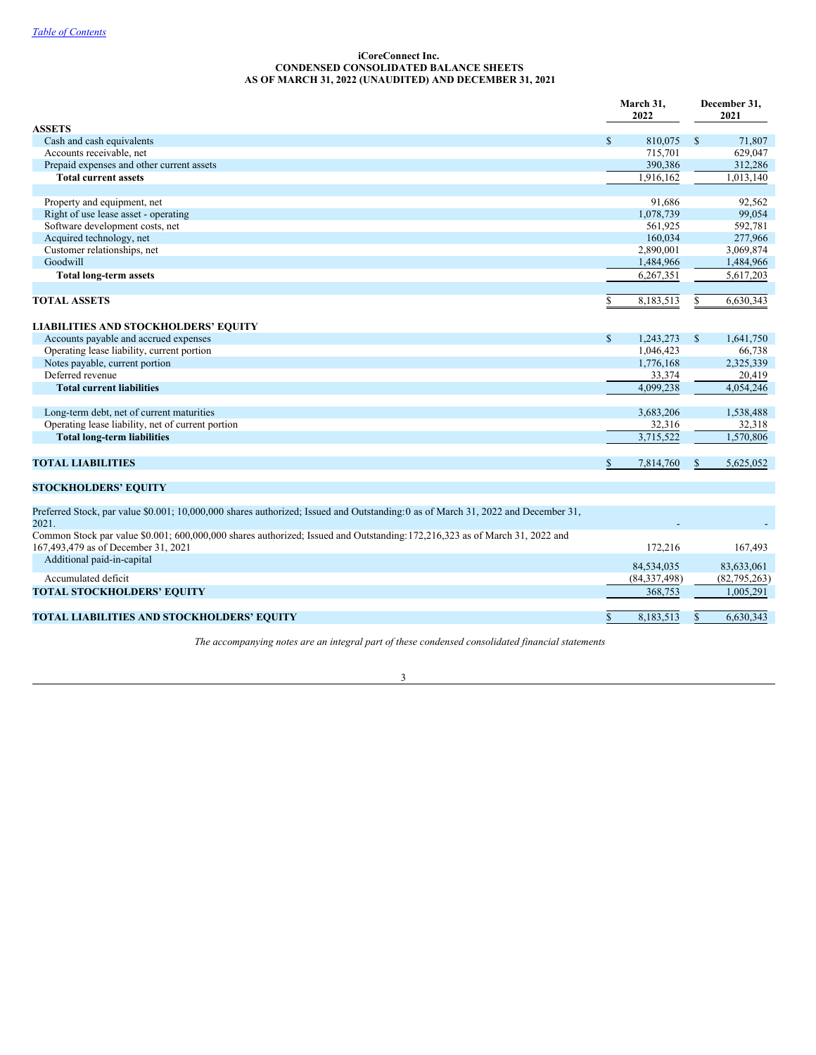[Table of Contents](#)

**iCoreConnect Inc.**
**CONDENSED CONSOLIDATED BALANCE SHEETS**
**AS OF MARCH 31, 2022 (UNAUDITED) AND DECEMBER 31, 2021**

| | March 31, 2022 | December 31, 2021 |
|---|---|---|
| **ASSETS** | | |
| Cash and cash equivalents | $ 810,075 | $ 71,807 |
| Accounts receivable, net | 715,701 | 629,047 |
| Prepaid expenses and other current assets | 390,386 | 312,286 |
| **Total current assets** | 1,916,162 | 1,013,140 |
| | | |
| Property and equipment, net | 91,686 | 92,562 |
| Right of use lease asset - operating | 1,078,739 | 99,054 |
| Software development costs, net | 561,925 | 592,781 |
| Acquired technology, net | 160,034 | 277,966 |
| Customer relationships, net | 2,890,001 | 3,069,874 |
| Goodwill | 1,484,966 | 1,484,966 |
| **Total long-term assets** | 6,267,351 | 5,617,203 |
| | | |
| **TOTAL ASSETS** | $ 8,183,513 | $ 6,630,343 |
| | | |
| **LIABILITIES AND STOCKHOLDERS' EQUITY** | | |
| Accounts payable and accrued expenses | $ 1,243,273 | $ 1,641,750 |
| Operating lease liability, current portion | 1,046,423 | 66,738 |
| Notes payable, current portion | 1,776,168 | 2,325,339 |
| Deferred revenue | 33,374 | 20,419 |
| **Total current liabilities** | 4,099,238 | 4,054,246 |
| | | |
| Long-term debt, net of current maturities | 3,683,206 | 1,538,488 |
| Operating lease liability, net of current portion | 32,316 | 32,318 |
| **Total long-term liabilities** | 3,715,522 | 1,570,806 |
| | | |
| **TOTAL LIABILITIES** | $ 7,814,760 | $ 5,625,052 |
| | | |
| **STOCKHOLDERS' EQUITY** | | |
| Preferred Stock, par value $0.001; 10,000,000 shares authorized; Issued and Outstanding:0 as of March 31, 2022 and December 31, 2021. | - | - |
| Common Stock par value $0.001; 600,000,000 shares authorized; Issued and Outstanding:172,216,323 as of March 31, 2022 and 167,493,479 as of December 31, 2021 | 172,216 | 167,493 |
| Additional paid-in-capital | 84,534,035 | 83,633,061 |
| Accumulated deficit | (84,337,498) | (82,795,263) |
| **TOTAL STOCKHOLDERS' EQUITY** | 368,753 | 1,005,291 |
| | | |
| **TOTAL LIABILITIES AND STOCKHOLDERS' EQUITY** | $ 8,183,513 | $ 6,630,343 |

*The accompanying notes are an integral part of these condensed consolidated financial statements*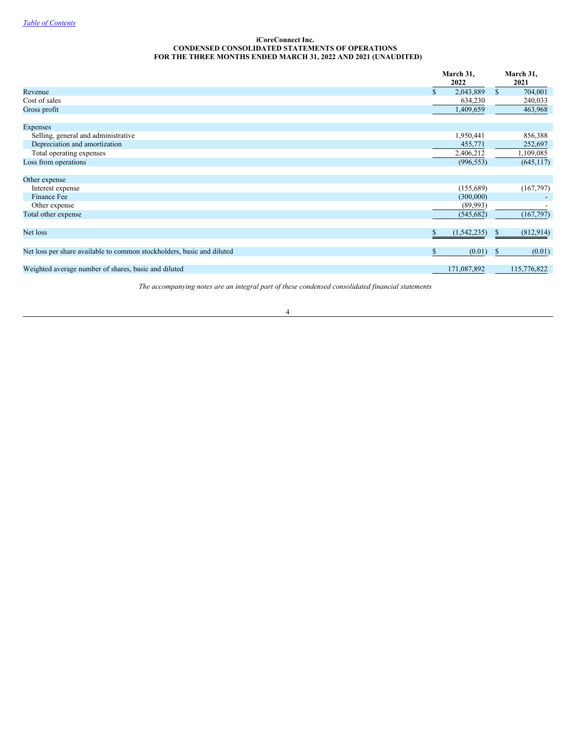[Table of Contents](#)

**iCoreConnect Inc.**
**CONDENSED CONSOLIDATED STATEMENTS OF OPERATIONS**
**FOR THE THREE MONTHS ENDED MARCH 31, 2022 AND 2021 (UNAUDITED)**

| | March 31, 2022 | March 31, 2021 |
|---|---|---|
| Revenue | $ 2,043,889 | $ 704,001 |
| Cost of sales | 634,230 | 240,033 |
| Gross profit | 1,409,659 | 463,968 |
| | | |
| Expenses | | |
| Selling, general and administrative | 1,950,441 | 856,388 |
| Depreciation and amortization | 455,771 | 252,697 |
| Total operating expenses | 2,406,212 | 1,109,085 |
| Loss from operations | (996,553) | (645,117) |
| | | |
| Other expense | | |
| Interest expense | (155,689) | (167,797) |
| Finance Fee | (300,000) | - |
| Other expense | (89,993) | - |
| Total other expense | (545,682) | (167,797) |
| | | |
| Net loss | $ (1,542,235) | $ (812,914) |
| | | |
| Net loss per share available to common stockholders, basic and diluted | $ (0.01) | $ (0.01) |
| | | |
| Weighted average number of shares, basic and diluted | 171,087,892 | 115,776,822 |

*The accompanying notes are an integral part of these condensed consolidated financial statements*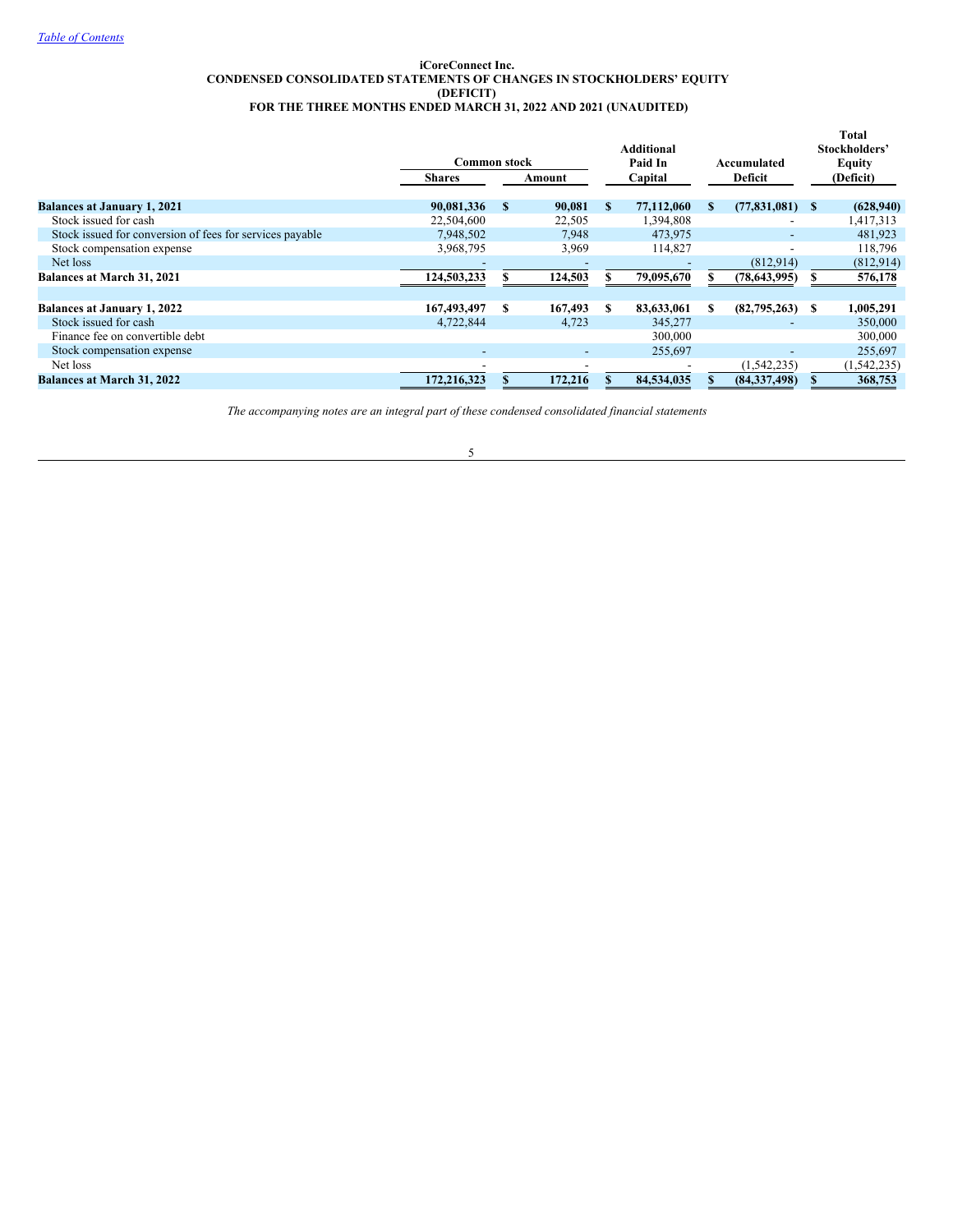[Table of Contents](#)

**iCoreConnect Inc.**
**CONDENSED CONSOLIDATED STATEMENTS OF CHANGES IN STOCKHOLDERS' EQUITY (DEFICIT)**
**FOR THE THREE MONTHS ENDED MARCH 31, 2022 AND 2021 (UNAUDITED)**

| | Common stock | | Additional Paid In Capital | Accumulated Deficit | Total Stockholders' Equity (Deficit) |
|---|---|---|---|---|---|
| | Shares | Amount | | | |
| **Balances at January 1, 2021** | **90,081,336** | **$ 90,081** | **$ 77,112,060** | **$ (77,831,081)** | **$ (628,940)** |
| Stock issued for cash | 22,504,600 | 22,505 | 1,394,808 | - | 1,417,313 |
| Stock issued for conversion of fees for services payable | 7,948,502 | 7,948 | 473,975 | - | 481,923 |
| Stock compensation expense | 3,968,795 | 3,969 | 114,827 | - | 118,796 |
| Net loss | - | - | - | (812,914) | (812,914) |
| **Balances at March 31, 2021** | **124,503,233** | **$ 124,503** | **$ 79,095,670** | **$ (78,643,995)** | **$ 576,178** |
| | | | | | |
| **Balances at January 1, 2022** | **167,493,497** | **$ 167,493** | **$ 83,633,061** | **$ (82,795,263)** | **$ 1,005,291** |
| Stock issued for cash | 4,722,844 | 4,723 | 345,277 | - | 350,000 |
| Finance fee on convertible debt | | | 300,000 | | 300,000 |
| Stock compensation expense | - | - | 255,697 | - | 255,697 |
| Net loss | - | - | - | (1,542,235) | (1,542,235) |
| **Balances at March 31, 2022** | **172,216,323** | **$ 172,216** | **$ 84,534,035** | **$ (84,337,498)** | **$ 368,753** |

*The accompanying notes are an integral part of these condensed consolidated financial statements*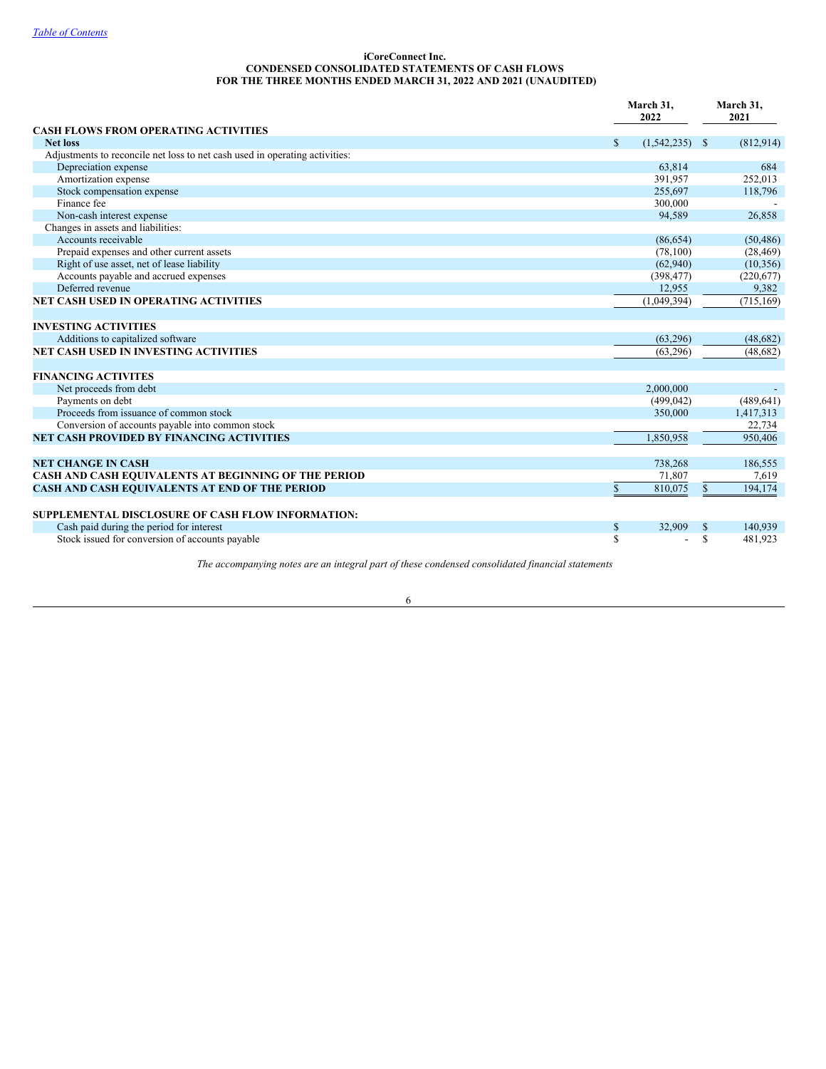[Table of Contents](#)

# iCoreConnect Inc.
## CONDENSED CONSOLIDATED STATEMENTS OF CASH FLOWS
## FOR THE THREE MONTHS ENDED MARCH 31, 2022 AND 2021 (UNAUDITED)

| | March 31, 2022 | March 31, 2021 |
|---|---|---|
| **CASH FLOWS FROM OPERATING ACTIVITIES** | | |
| **Net loss** | $ (1,542,235) | $ (812,914) |
| Adjustments to reconcile net loss to net cash used in operating activities: | | |
| Depreciation expense | 63,814 | 684 |
| Amortization expense | 391,957 | 252,013 |
| Stock compensation expense | 255,697 | 118,796 |
| Finance fee | 300,000 | - |
| Non-cash interest expense | 94,589 | 26,858 |
| Changes in assets and liabilities: | | |
| Accounts receivable | (86,654) | (50,486) |
| Prepaid expenses and other current assets | (78,100) | (28,469) |
| Right of use asset, net of lease liability | (62,940) | (10,356) |
| Accounts payable and accrued expenses | (398,477) | (220,677) |
| Deferred revenue | 12,955 | 9,382 |
| **NET CASH USED IN OPERATING ACTIVITIES** | (1,049,394) | (715,169) |
| | | |
| **INVESTING ACTIVITIES** | | |
| Additions to capitalized software | (63,296) | (48,682) |
| **NET CASH USED IN INVESTING ACTIVITIES** | (63,296) | (48,682) |
| | | |
| **FINANCING ACTIVITES** | | |
| Net proceeds from debt | 2,000,000 | - |
| Payments on debt | (499,042) | (489,641) |
| Proceeds from issuance of common stock | 350,000 | 1,417,313 |
| Conversion of accounts payable into common stock | | 22,734 |
| **NET CASH PROVIDED BY FINANCING ACTIVITIES** | 1,850,958 | 950,406 |
| | | |
| **NET CHANGE IN CASH** | 738,268 | 186,555 |
| **CASH AND CASH EQUIVALENTS AT BEGINNING OF THE PERIOD** | 71,807 | 7,619 |
| **CASH AND CASH EQUIVALENTS AT END OF THE PERIOD** | $ 810,075 | $ 194,174 |
| | | |
| **SUPPLEMENTAL DISCLOSURE OF CASH FLOW INFORMATION:** | | |
| Cash paid during the period for interest | $ 32,909 | $ 140,939 |
| Stock issued for conversion of accounts payable | $ - | $ 481,923 |

*The accompanying notes are an integral part of these condensed consolidated financial statements*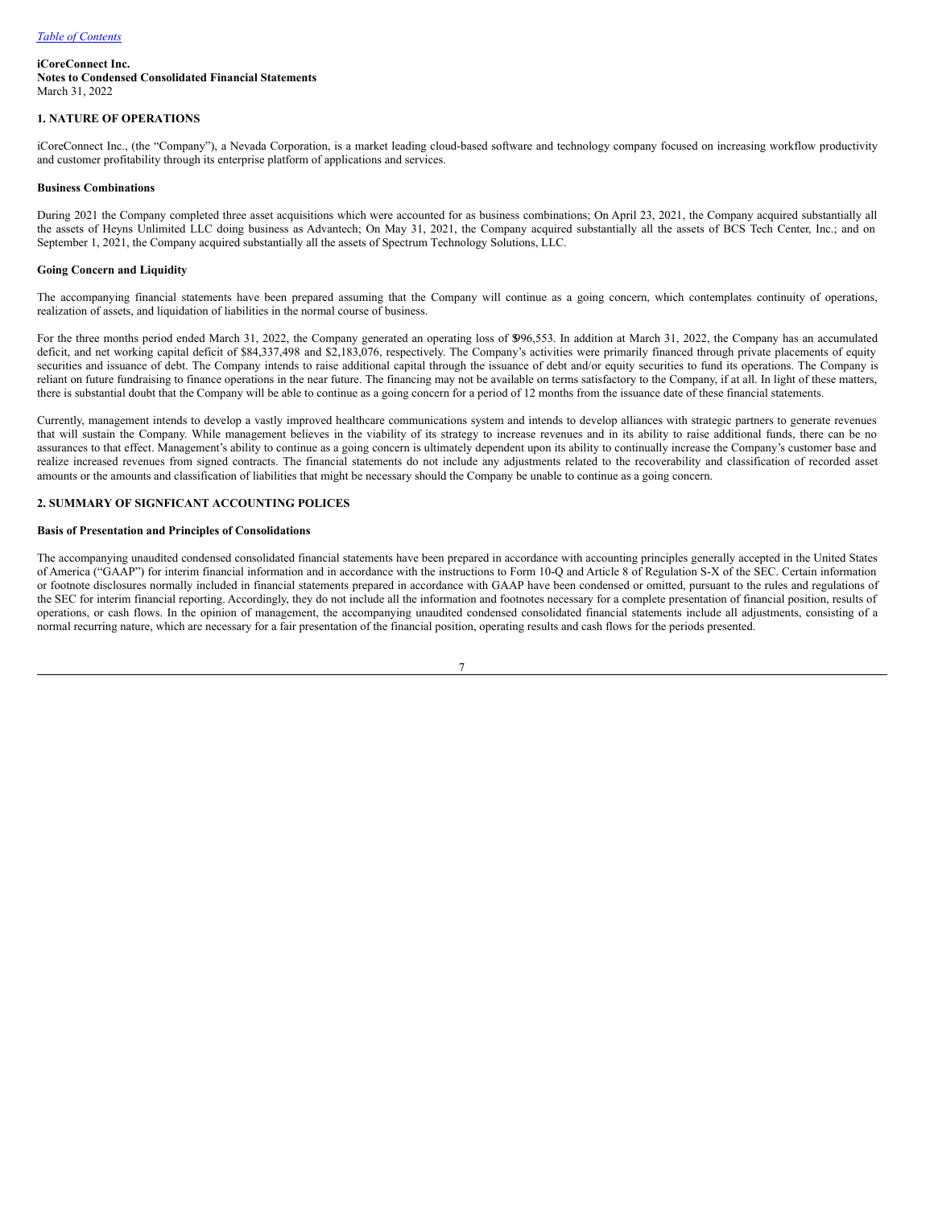iCoreConnect Inc.
Notes to Condensed Consolidated Financial Statements
March 31, 2022

## 1. NATURE OF OPERATIONS

iCoreConnect Inc., (the "Company"), a Nevada Corporation, is a market leading cloud-based software and technology company focused on increasing workflow productivity and customer profitability through its enterprise platform of applications and services.

### Business Combinations

During 2021 the Company completed three asset acquisitions which were accounted for as business combinations; On April 23, 2021, the Company acquired substantially all the assets of Heyns Unlimited LLC doing business as Advantech; On May 31, 2021, the Company acquired substantially all the assets of BCS Tech Center, Inc.; and on September 1, 2021, the Company acquired substantially all the assets of Spectrum Technology Solutions, LLC.

### Going Concern and Liquidity

The accompanying financial statements have been prepared assuming that the Company will continue as a going concern, which contemplates continuity of operations, realization of assets, and liquidation of liabilities in the normal course of business.

For the three months period ended March 31, 2022, the Company generated an operating loss of $996,553. In addition at March 31, 2022, the Company has an accumulated deficit, and net working capital deficit of $84,337,498 and $2,183,076, respectively. The Company's activities were primarily financed through private placements of equity securities and issuance of debt. The Company intends to raise additional capital through the issuance of debt and/or equity securities to fund its operations. The Company is reliant on future fundraising to finance operations in the near future. The financing may not be available on terms satisfactory to the Company, if at all. In light of these matters, there is substantial doubt that the Company will be able to continue as a going concern for a period of 12 months from the issuance date of these financial statements.

Currently, management intends to develop a vastly improved healthcare communications system and intends to develop alliances with strategic partners to generate revenues that will sustain the Company. While management believes in the viability of its strategy to increase revenues and in its ability to raise additional funds, there can be no assurances to that effect. Management's ability to continue as a going concern is ultimately dependent upon its ability to continually increase the Company's customer base and realize increased revenues from signed contracts. The financial statements do not include any adjustments related to the recoverability and classification of recorded asset amounts or the amounts and classification of liabilities that might be necessary should the Company be unable to continue as a going concern.

## 2. SUMMARY OF SIGNFICANT ACCOUNTING POLICES

### Basis of Presentation and Principles of Consolidations

The accompanying unaudited condensed consolidated financial statements have been prepared in accordance with accounting principles generally accepted in the United States of America ("GAAP") for interim financial information and in accordance with the instructions to Form 10-Q and Article 8 of Regulation S-X of the SEC. Certain information or footnote disclosures normally included in financial statements prepared in accordance with GAAP have been condensed or omitted, pursuant to the rules and regulations of the SEC for interim financial reporting. Accordingly, they do not include all the information and footnotes necessary for a complete presentation of financial position, results of operations, or cash flows. In the opinion of management, the accompanying unaudited condensed consolidated financial statements include all adjustments, consisting of a normal recurring nature, which are necessary for a fair presentation of the financial position, operating results and cash flows for the periods presented.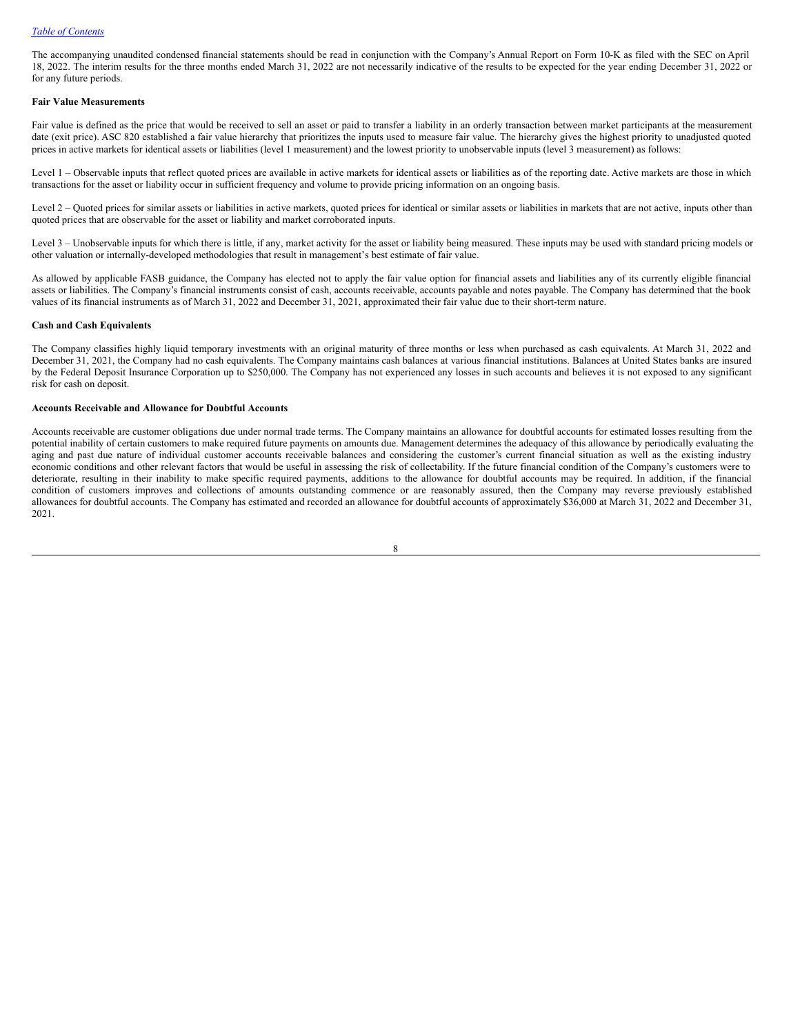The accompanying unaudited condensed financial statements should be read in conjunction with the Company's Annual Report on Form 10-K as filed with the SEC on April 18, 2022. The interim results for the three months ended March 31, 2022 are not necessarily indicative of the results to be expected for the year ending December 31, 2022 or for any future periods.

**Fair Value Measurements**

Fair value is defined as the price that would be received to sell an asset or paid to transfer a liability in an orderly transaction between market participants at the measurement date (exit price). ASC 820 established a fair value hierarchy that prioritizes the inputs used to measure fair value. The hierarchy gives the highest priority to unadjusted quoted prices in active markets for identical assets or liabilities (level 1 measurement) and the lowest priority to unobservable inputs (level 3 measurement) as follows:

Level 1 – Observable inputs that reflect quoted prices are available in active markets for identical assets or liabilities as of the reporting date. Active markets are those in which transactions for the asset or liability occur in sufficient frequency and volume to provide pricing information on an ongoing basis.

Level 2 – Quoted prices for similar assets or liabilities in active markets, quoted prices for identical or similar assets or liabilities in markets that are not active, inputs other than quoted prices that are observable for the asset or liability and market corroborated inputs.

Level 3 – Unobservable inputs for which there is little, if any, market activity for the asset or liability being measured. These inputs may be used with standard pricing models or other valuation or internally-developed methodologies that result in management's best estimate of fair value.

As allowed by applicable FASB guidance, the Company has elected not to apply the fair value option for financial assets and liabilities any of its currently eligible financial assets or liabilities. The Company's financial instruments consist of cash, accounts receivable, accounts payable and notes payable. The Company has determined that the book values of its financial instruments as of March 31, 2022 and December 31, 2021, approximated their fair value due to their short-term nature.

**Cash and Cash Equivalents**

The Company classifies highly liquid temporary investments with an original maturity of three months or less when purchased as cash equivalents. At March 31, 2022 and December 31, 2021, the Company had no cash equivalents. The Company maintains cash balances at various financial institutions. Balances at United States banks are insured by the Federal Deposit Insurance Corporation up to $250,000. The Company has not experienced any losses in such accounts and believes it is not exposed to any significant risk for cash on deposit.

**Accounts Receivable and Allowance for Doubtful Accounts**

Accounts receivable are customer obligations due under normal trade terms. The Company maintains an allowance for doubtful accounts for estimated losses resulting from the potential inability of certain customers to make required future payments on amounts due. Management determines the adequacy of this allowance by periodically evaluating the aging and past due nature of individual customer accounts receivable balances and considering the customer's current financial situation as well as the existing industry economic conditions and other relevant factors that would be useful in assessing the risk of collectability. If the future financial condition of the Company's customers were to deteriorate, resulting in their inability to make specific required payments, additions to the allowance for doubtful accounts may be required. In addition, if the financial condition of customers improves and collections of amounts outstanding commence or are reasonably assured, then the Company may reverse previously established allowances for doubtful accounts. The Company has estimated and recorded an allowance for doubtful accounts of approximately $36,000 at March 31, 2022 and December 31, 2021.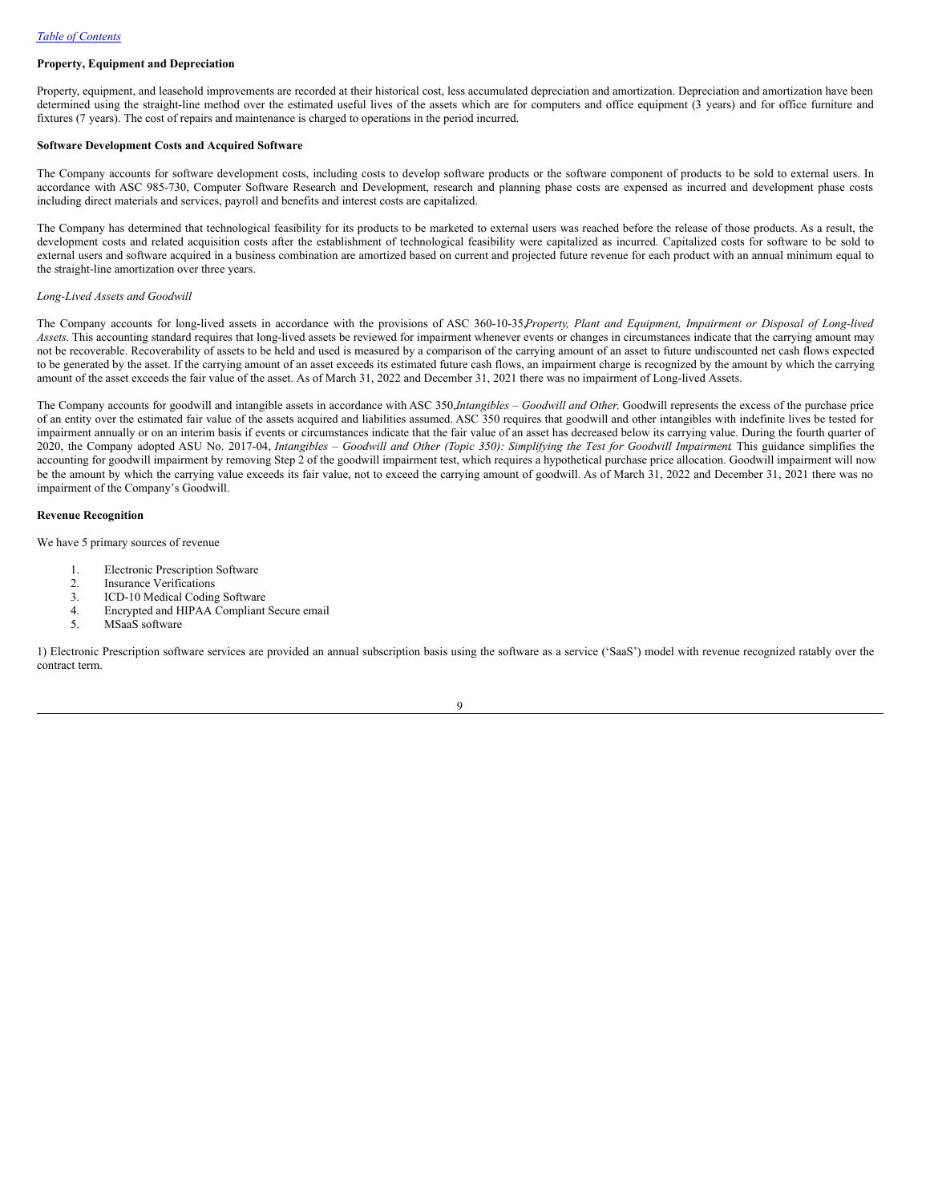**Property, Equipment and Depreciation**

Property, equipment, and leasehold improvements are recorded at their historical cost, less accumulated depreciation and amortization. Depreciation and amortization have been determined using the straight-line method over the estimated useful lives of the assets which are for computers and office equipment (3 years) and for office furniture and fixtures (7 years). The cost of repairs and maintenance is charged to operations in the period incurred.

**Software Development Costs and Acquired Software**

The Company accounts for software development costs, including costs to develop software products or the software component of products to be sold to external users. In accordance with ASC 985-730, Computer Software Research and Development, research and planning phase costs are expensed as incurred and development phase costs including direct materials and services, payroll and benefits and interest costs are capitalized.

The Company has determined that technological feasibility for its products to be marketed to external users was reached before the release of those products. As a result, the development costs and related acquisition costs after the establishment of technological feasibility were capitalized as incurred. Capitalized costs for software to be sold to external users and software acquired in a business combination are amortized based on current and projected future revenue for each product with an annual minimum equal to the straight-line amortization over three years.

*Long-Lived Assets and Goodwill*

The Company accounts for long-lived assets in accordance with the provisions of ASC 360-10-35, *Property, Plant and Equipment, Impairment or Disposal of Long-lived Assets*. This accounting standard requires that long-lived assets be reviewed for impairment whenever events or changes in circumstances indicate that the carrying amount may not be recoverable. Recoverability of assets to be held and used is measured by a comparison of the carrying amount of an asset to future undiscounted net cash flows expected to be generated by the asset. If the carrying amount of an asset exceeds its estimated future cash flows, an impairment charge is recognized by the amount by which the carrying amount of the asset exceeds the fair value of the asset. As of March 31, 2022 and December 31, 2021 there was no impairment of Long-lived Assets.

The Company accounts for goodwill and intangible assets in accordance with ASC 350, *Intangibles – Goodwill and Other*. Goodwill represents the excess of the purchase price of an entity over the estimated fair value of the assets acquired and liabilities assumed. ASC 350 requires that goodwill and other intangibles with indefinite lives be tested for impairment annually or on an interim basis if events or circumstances indicate that the fair value of an asset has decreased below its carrying value. During the fourth quarter of 2020, the Company adopted ASU No. 2017-04, *Intangibles – Goodwill and Other (Topic 350): Simplifying the Test for Goodwill Impairment*. This guidance simplifies the accounting for goodwill impairment by removing Step 2 of the goodwill impairment test, which requires a hypothetical purchase price allocation. Goodwill impairment will now be the amount by which the carrying value exceeds its fair value, not to exceed the carrying amount of goodwill. As of March 31, 2022 and December 31, 2021 there was no impairment of the Company's Goodwill.

**Revenue Recognition**

We have 5 primary sources of revenue

1. Electronic Prescription Software
2. Insurance Verifications
3. ICD-10 Medical Coding Software
4. Encrypted and HIPAA Compliant Secure email
5. MSaaS software

1) Electronic Prescription software services are provided an annual subscription basis using the software as a service ('SaaS') model with revenue recognized ratably over the contract term.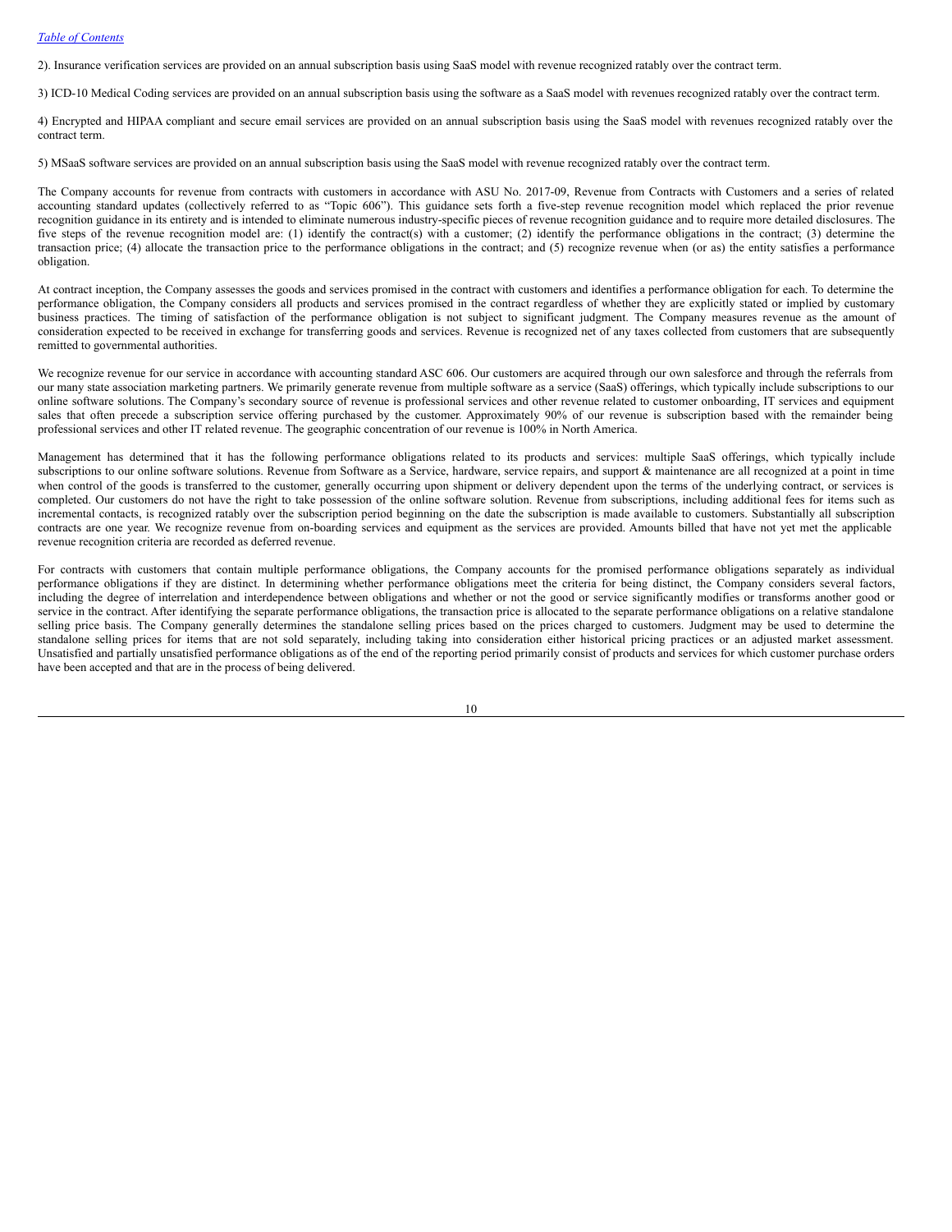2). Insurance verification services are provided on an annual subscription basis using SaaS model with revenue recognized ratably over the contract term.

3) ICD-10 Medical Coding services are provided on an annual subscription basis using the software as a SaaS model with revenues recognized ratably over the contract term.

4) Encrypted and HIPAA compliant and secure email services are provided on an annual subscription basis using the SaaS model with revenues recognized ratably over the contract term.

5) MSaaS software services are provided on an annual subscription basis using the SaaS model with revenue recognized ratably over the contract term.

The Company accounts for revenue from contracts with customers in accordance with ASU No. 2017-09, Revenue from Contracts with Customers and a series of related accounting standard updates (collectively referred to as "Topic 606"). This guidance sets forth a five-step revenue recognition model which replaced the prior revenue recognition guidance in its entirety and is intended to eliminate numerous industry-specific pieces of revenue recognition guidance and to require more detailed disclosures. The five steps of the revenue recognition model are: (1) identify the contract(s) with a customer; (2) identify the performance obligations in the contract; (3) determine the transaction price; (4) allocate the transaction price to the performance obligations in the contract; and (5) recognize revenue when (or as) the entity satisfies a performance obligation.

At contract inception, the Company assesses the goods and services promised in the contract with customers and identifies a performance obligation for each. To determine the performance obligation, the Company considers all products and services promised in the contract regardless of whether they are explicitly stated or implied by customary business practices. The timing of satisfaction of the performance obligation is not subject to significant judgment. The Company measures revenue as the amount of consideration expected to be received in exchange for transferring goods and services. Revenue is recognized net of any taxes collected from customers that are subsequently remitted to governmental authorities.

We recognize revenue for our service in accordance with accounting standard ASC 606. Our customers are acquired through our own salesforce and through the referrals from our many state association marketing partners. We primarily generate revenue from multiple software as a service (SaaS) offerings, which typically include subscriptions to our online software solutions. The Company's secondary source of revenue is professional services and other revenue related to customer onboarding, IT services and equipment sales that often precede a subscription service offering purchased by the customer. Approximately 90% of our revenue is subscription based with the remainder being professional services and other IT related revenue. The geographic concentration of our revenue is 100% in North America.

Management has determined that it has the following performance obligations related to its products and services: multiple SaaS offerings, which typically include subscriptions to our online software solutions. Revenue from Software as a Service, hardware, service repairs, and support & maintenance are all recognized at a point in time when control of the goods is transferred to the customer, generally occurring upon shipment or delivery dependent upon the terms of the underlying contract, or services is completed. Our customers do not have the right to take possession of the online software solution. Revenue from subscriptions, including additional fees for items such as incremental contacts, is recognized ratably over the subscription period beginning on the date the subscription is made available to customers. Substantially all subscription contracts are one year. We recognize revenue from on-boarding services and equipment as the services are provided. Amounts billed that have not yet met the applicable revenue recognition criteria are recorded as deferred revenue.

For contracts with customers that contain multiple performance obligations, the Company accounts for the promised performance obligations separately as individual performance obligations if they are distinct. In determining whether performance obligations meet the criteria for being distinct, the Company considers several factors, including the degree of interrelation and interdependence between obligations and whether or not the good or service significantly modifies or transforms another good or service in the contract. After identifying the separate performance obligations, the transaction price is allocated to the separate performance obligations on a relative standalone selling price basis. The Company generally determines the standalone selling prices based on the prices charged to customers. Judgment may be used to determine the standalone selling prices for items that are not sold separately, including taking into consideration either historical pricing practices or an adjusted market assessment. Unsatisfied and partially unsatisfied performance obligations as of the end of the reporting period primarily consist of products and services for which customer purchase orders have been accepted and that are in the process of being delivered.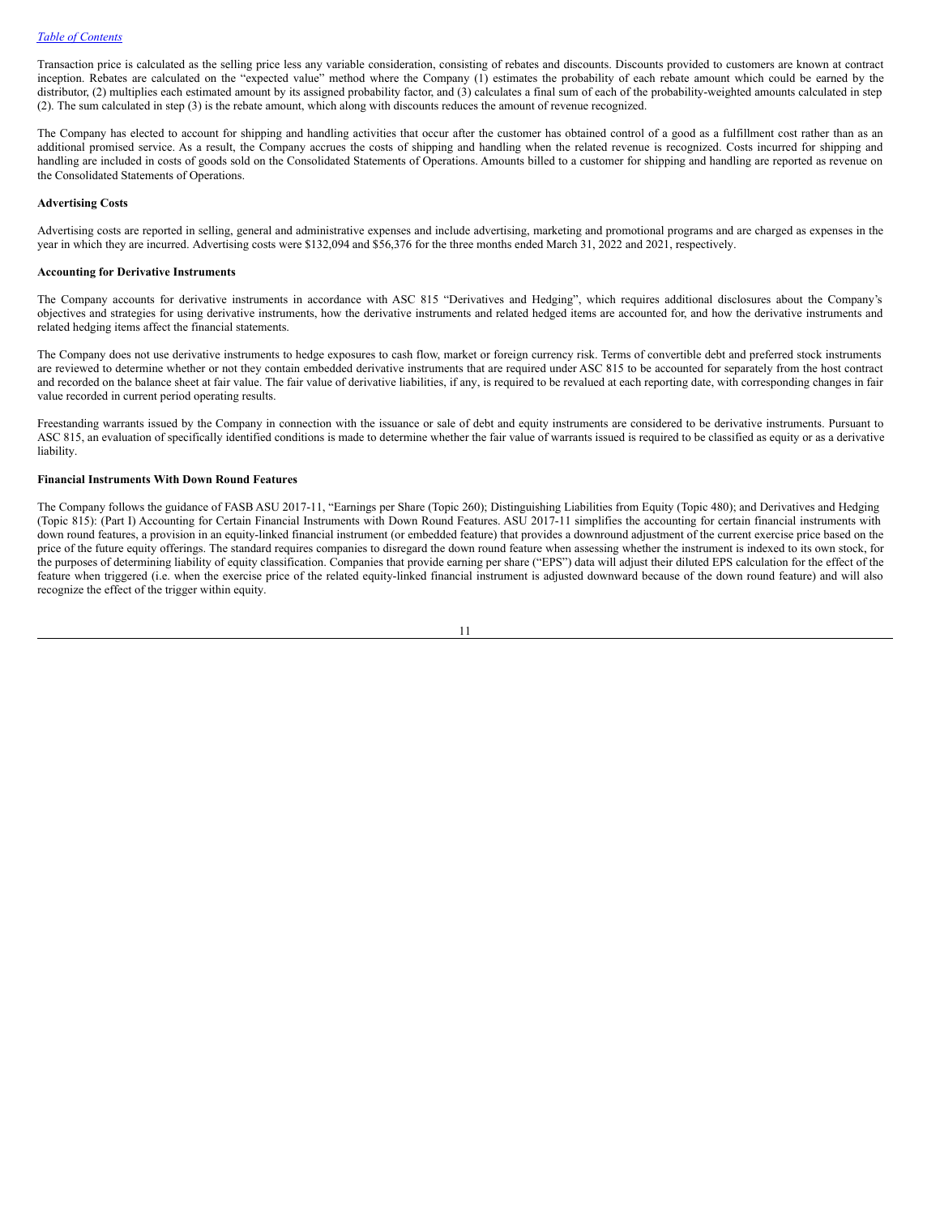Transaction price is calculated as the selling price less any variable consideration, consisting of rebates and discounts. Discounts provided to customers are known at contract inception. Rebates are calculated on the "expected value" method where the Company (1) estimates the probability of each rebate amount which could be earned by the distributor, (2) multiplies each estimated amount by its assigned probability factor, and (3) calculates a final sum of each of the probability-weighted amounts calculated in step (2). The sum calculated in step (3) is the rebate amount, which along with discounts reduces the amount of revenue recognized.

The Company has elected to account for shipping and handling activities that occur after the customer has obtained control of a good as a fulfillment cost rather than as an additional promised service. As a result, the Company accrues the costs of shipping and handling when the related revenue is recognized. Costs incurred for shipping and handling are included in costs of goods sold on the Consolidated Statements of Operations. Amounts billed to a customer for shipping and handling are reported as revenue on the Consolidated Statements of Operations.

**Advertising Costs**

Advertising costs are reported in selling, general and administrative expenses and include advertising, marketing and promotional programs and are charged as expenses in the year in which they are incurred. Advertising costs were $132,094 and $56,376 for the three months ended March 31, 2022 and 2021, respectively.

**Accounting for Derivative Instruments**

The Company accounts for derivative instruments in accordance with ASC 815 "Derivatives and Hedging", which requires additional disclosures about the Company's objectives and strategies for using derivative instruments, how the derivative instruments and related hedged items are accounted for, and how the derivative instruments and related hedging items affect the financial statements.

The Company does not use derivative instruments to hedge exposures to cash flow, market or foreign currency risk. Terms of convertible debt and preferred stock instruments are reviewed to determine whether or not they contain embedded derivative instruments that are required under ASC 815 to be accounted for separately from the host contract and recorded on the balance sheet at fair value. The fair value of derivative liabilities, if any, is required to be revalued at each reporting date, with corresponding changes in fair value recorded in current period operating results.

Freestanding warrants issued by the Company in connection with the issuance or sale of debt and equity instruments are considered to be derivative instruments. Pursuant to ASC 815, an evaluation of specifically identified conditions is made to determine whether the fair value of warrants issued is required to be classified as equity or as a derivative liability.

**Financial Instruments With Down Round Features**

The Company follows the guidance of FASB ASU 2017-11, "Earnings per Share (Topic 260); Distinguishing Liabilities from Equity (Topic 480); and Derivatives and Hedging (Topic 815): (Part I) Accounting for Certain Financial Instruments with Down Round Features. ASU 2017-11 simplifies the accounting for certain financial instruments with down round features, a provision in an equity-linked financial instrument (or embedded feature) that provides a downround adjustment of the current exercise price based on the price of the future equity offerings. The standard requires companies to disregard the down round feature when assessing whether the instrument is indexed to its own stock, for the purposes of determining liability of equity classification. Companies that provide earning per share ("EPS") data will adjust their diluted EPS calculation for the effect of the feature when triggered (i.e. when the exercise price of the related equity-linked financial instrument is adjusted downward because of the down round feature) and will also recognize the effect of the trigger within equity.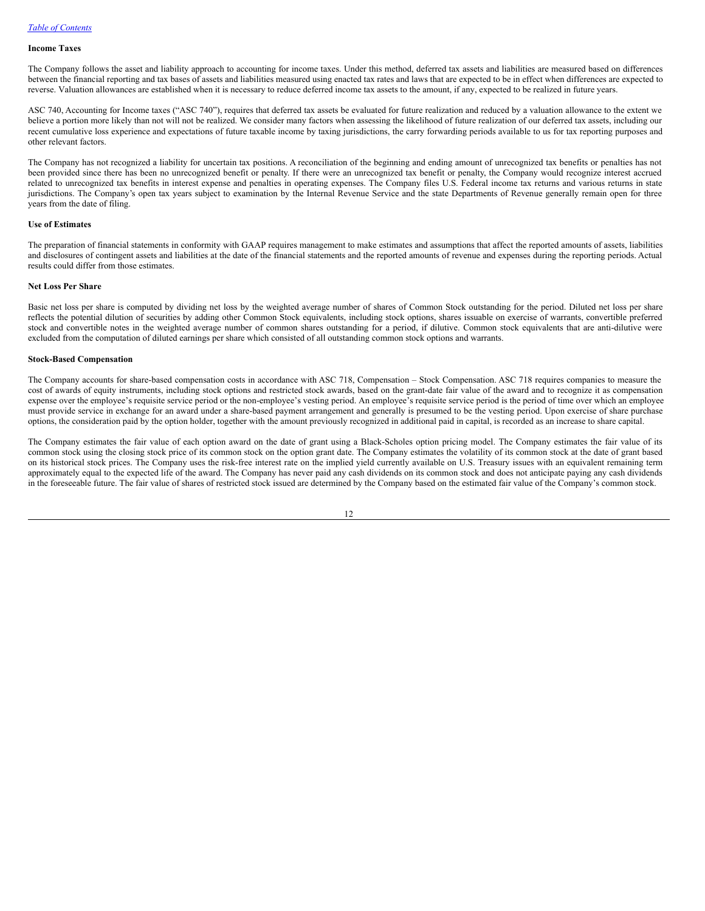**Income Taxes**

The Company follows the asset and liability approach to accounting for income taxes. Under this method, deferred tax assets and liabilities are measured based on differences between the financial reporting and tax bases of assets and liabilities measured using enacted tax rates and laws that are expected to be in effect when differences are expected to reverse. Valuation allowances are established when it is necessary to reduce deferred income tax assets to the amount, if any, expected to be realized in future years.

ASC 740, Accounting for Income taxes ("ASC 740"), requires that deferred tax assets be evaluated for future realization and reduced by a valuation allowance to the extent we believe a portion more likely than not will not be realized. We consider many factors when assessing the likelihood of future realization of our deferred tax assets, including our recent cumulative loss experience and expectations of future taxable income by taxing jurisdictions, the carry forwarding periods available to us for tax reporting purposes and other relevant factors.

The Company has not recognized a liability for uncertain tax positions. A reconciliation of the beginning and ending amount of unrecognized tax benefits or penalties has not been provided since there has been no unrecognized benefit or penalty. If there were an unrecognized tax benefit or penalty, the Company would recognize interest accrued related to unrecognized tax benefits in interest expense and penalties in operating expenses. The Company files U.S. Federal income tax returns and various returns in state jurisdictions. The Company's open tax years subject to examination by the Internal Revenue Service and the state Departments of Revenue generally remain open for three years from the date of filing.

**Use of Estimates**

The preparation of financial statements in conformity with GAAP requires management to make estimates and assumptions that affect the reported amounts of assets, liabilities and disclosures of contingent assets and liabilities at the date of the financial statements and the reported amounts of revenue and expenses during the reporting periods. Actual results could differ from those estimates.

**Net Loss Per Share**

Basic net loss per share is computed by dividing net loss by the weighted average number of shares of Common Stock outstanding for the period. Diluted net loss per share reflects the potential dilution of securities by adding other Common Stock equivalents, including stock options, shares issuable on exercise of warrants, convertible preferred stock and convertible notes in the weighted average number of common shares outstanding for a period, if dilutive. Common stock equivalents that are anti-dilutive were excluded from the computation of diluted earnings per share which consisted of all outstanding common stock options and warrants.

**Stock-Based Compensation**

The Company accounts for share-based compensation costs in accordance with ASC 718, Compensation – Stock Compensation. ASC 718 requires companies to measure the cost of awards of equity instruments, including stock options and restricted stock awards, based on the grant-date fair value of the award and to recognize it as compensation expense over the employee's requisite service period or the non-employee's vesting period. An employee's requisite service period is the period of time over which an employee must provide service in exchange for an award under a share-based payment arrangement and generally is presumed to be the vesting period. Upon exercise of share purchase options, the consideration paid by the option holder, together with the amount previously recognized in additional paid in capital, is recorded as an increase to share capital.

The Company estimates the fair value of each option award on the date of grant using a Black-Scholes option pricing model. The Company estimates the fair value of its common stock using the closing stock price of its common stock on the option grant date. The Company estimates the volatility of its common stock at the date of grant based on its historical stock prices. The Company uses the risk-free interest rate on the implied yield currently available on U.S. Treasury issues with an equivalent remaining term approximately equal to the expected life of the award. The Company has never paid any cash dividends on its common stock and does not anticipate paying any cash dividends in the foreseeable future. The fair value of shares of restricted stock issued are determined by the Company based on the estimated fair value of the Company's common stock.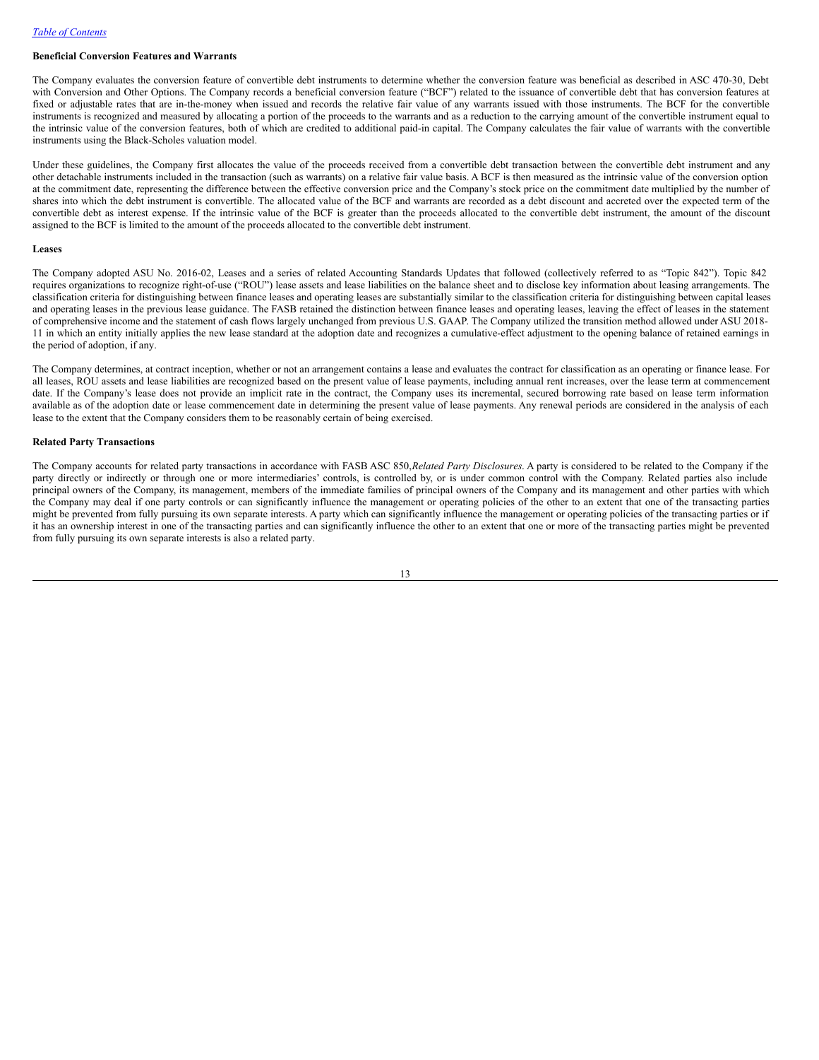**Beneficial Conversion Features and Warrants**

The Company evaluates the conversion feature of convertible debt instruments to determine whether the conversion feature was beneficial as described in ASC 470-30, Debt with Conversion and Other Options. The Company records a beneficial conversion feature ("BCF") related to the issuance of convertible debt that has conversion features at fixed or adjustable rates that are in-the-money when issued and records the relative fair value of any warrants issued with those instruments. The BCF for the convertible instruments is recognized and measured by allocating a portion of the proceeds to the warrants and as a reduction to the carrying amount of the convertible instrument equal to the intrinsic value of the conversion features, both of which are credited to additional paid-in capital. The Company calculates the fair value of warrants with the convertible instruments using the Black-Scholes valuation model.

Under these guidelines, the Company first allocates the value of the proceeds received from a convertible debt transaction between the convertible debt instrument and any other detachable instruments included in the transaction (such as warrants) on a relative fair value basis. A BCF is then measured as the intrinsic value of the conversion option at the commitment date, representing the difference between the effective conversion price and the Company's stock price on the commitment date multiplied by the number of shares into which the debt instrument is convertible. The allocated value of the BCF and warrants are recorded as a debt discount and accreted over the expected term of the convertible debt as interest expense. If the intrinsic value of the BCF is greater than the proceeds allocated to the convertible debt instrument, the amount of the discount assigned to the BCF is limited to the amount of the proceeds allocated to the convertible debt instrument.

**Leases**

The Company adopted ASU No. 2016-02, Leases and a series of related Accounting Standards Updates that followed (collectively referred to as "Topic 842"). Topic 842 requires organizations to recognize right-of-use ("ROU") lease assets and lease liabilities on the balance sheet and to disclose key information about leasing arrangements. The classification criteria for distinguishing between finance leases and operating leases are substantially similar to the classification criteria for distinguishing between capital leases and operating leases in the previous lease guidance. The FASB retained the distinction between finance leases and operating leases, leaving the effect of leases in the statement of comprehensive income and the statement of cash flows largely unchanged from previous U.S. GAAP. The Company utilized the transition method allowed under ASU 2018-11 in which an entity initially applies the new lease standard at the adoption date and recognizes a cumulative-effect adjustment to the opening balance of retained earnings in the period of adoption, if any.

The Company determines, at contract inception, whether or not an arrangement contains a lease and evaluates the contract for classification as an operating or finance lease. For all leases, ROU assets and lease liabilities are recognized based on the present value of lease payments, including annual rent increases, over the lease term at commencement date. If the Company's lease does not provide an implicit rate in the contract, the Company uses its incremental, secured borrowing rate based on lease term information available as of the adoption date or lease commencement date in determining the present value of lease payments. Any renewal periods are considered in the analysis of each lease to the extent that the Company considers them to be reasonably certain of being exercised.

**Related Party Transactions**

The Company accounts for related party transactions in accordance with FASB ASC 850, *Related Party Disclosures*. A party is considered to be related to the Company if the party directly or indirectly or through one or more intermediaries' controls, is controlled by, or is under common control with the Company. Related parties also include principal owners of the Company, its management, members of the immediate families of principal owners of the Company and its management and other parties with which the Company may deal if one party controls or can significantly influence the management or operating policies of the other to an extent that one of the transacting parties might be prevented from fully pursuing its own separate interests. A party which can significantly influence the management or operating policies of the transacting parties or if it has an ownership interest in one of the transacting parties and can significantly influence the other to an extent that one or more of the transacting parties might be prevented from fully pursuing its own separate interests is also a related party.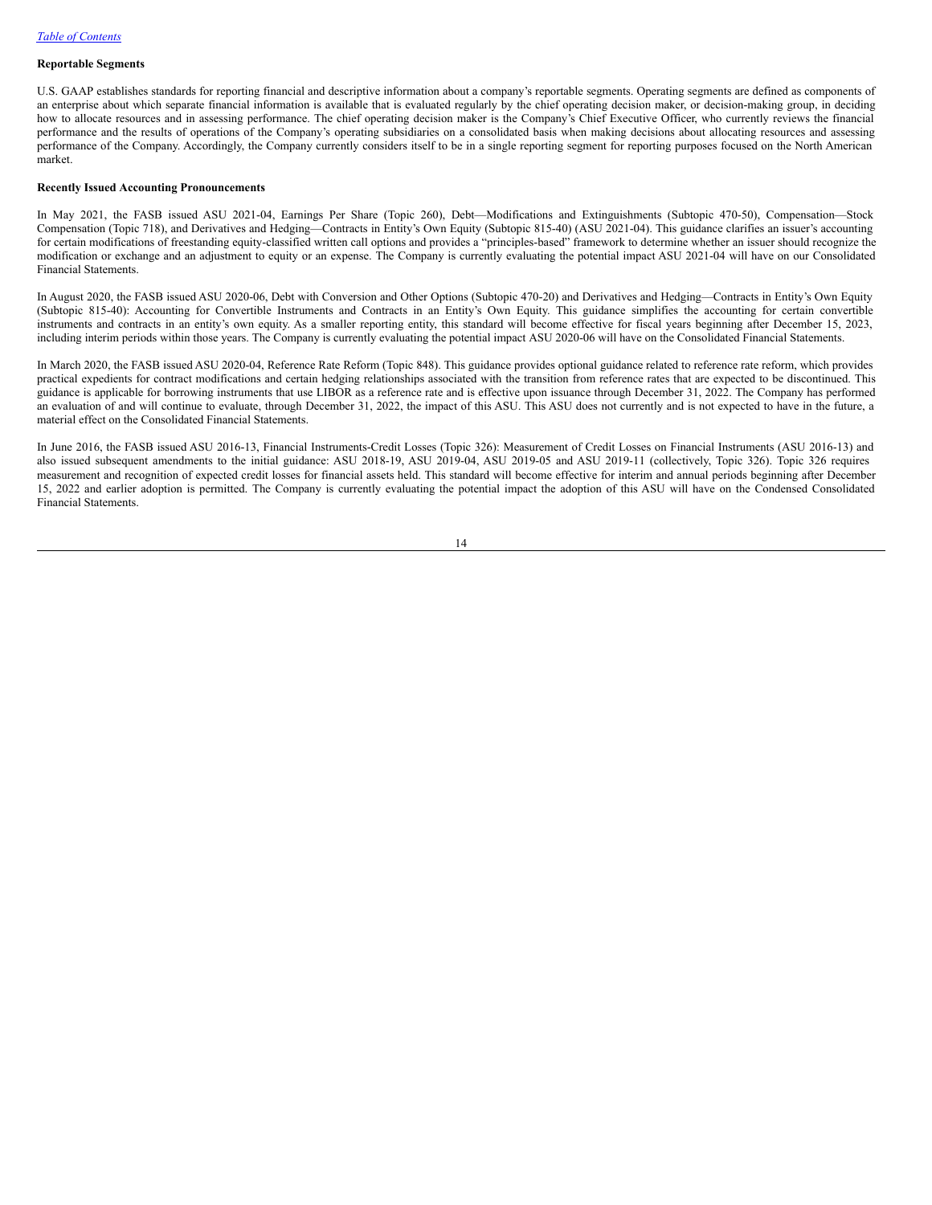#### Reportable Segments

U.S. GAAP establishes standards for reporting financial and descriptive information about a company's reportable segments. Operating segments are defined as components of an enterprise about which separate financial information is available that is evaluated regularly by the chief operating decision maker, or decision-making group, in deciding how to allocate resources and in assessing performance. The chief operating decision maker is the Company's Chief Executive Officer, who currently reviews the financial performance and the results of operations of the Company's operating subsidiaries on a consolidated basis when making decisions about allocating resources and assessing performance of the Company. Accordingly, the Company currently considers itself to be in a single reporting segment for reporting purposes focused on the North American market.

#### Recently Issued Accounting Pronouncements

In May 2021, the FASB issued ASU 2021-04, Earnings Per Share (Topic 260), Debt—Modifications and Extinguishments (Subtopic 470-50), Compensation—Stock Compensation (Topic 718), and Derivatives and Hedging—Contracts in Entity's Own Equity (Subtopic 815-40) (ASU 2021-04). This guidance clarifies an issuer's accounting for certain modifications of freestanding equity-classified written call options and provides a "principles-based" framework to determine whether an issuer should recognize the modification or exchange and an adjustment to equity or an expense. The Company is currently evaluating the potential impact ASU 2021-04 will have on our Consolidated Financial Statements.

In August 2020, the FASB issued ASU 2020-06, Debt with Conversion and Other Options (Subtopic 470-20) and Derivatives and Hedging—Contracts in Entity's Own Equity (Subtopic 815-40): Accounting for Convertible Instruments and Contracts in an Entity's Own Equity. This guidance simplifies the accounting for certain convertible instruments and contracts in an entity's own equity. As a smaller reporting entity, this standard will become effective for fiscal years beginning after December 15, 2023, including interim periods within those years. The Company is currently evaluating the potential impact ASU 2020-06 will have on the Consolidated Financial Statements.

In March 2020, the FASB issued ASU 2020-04, Reference Rate Reform (Topic 848). This guidance provides optional guidance related to reference rate reform, which provides practical expedients for contract modifications and certain hedging relationships associated with the transition from reference rates that are expected to be discontinued. This guidance is applicable for borrowing instruments that use LIBOR as a reference rate and is effective upon issuance through December 31, 2022. The Company has performed an evaluation of and will continue to evaluate, through December 31, 2022, the impact of this ASU. This ASU does not currently and is not expected to have in the future, a material effect on the Consolidated Financial Statements.

In June 2016, the FASB issued ASU 2016-13, Financial Instruments-Credit Losses (Topic 326): Measurement of Credit Losses on Financial Instruments (ASU 2016-13) and also issued subsequent amendments to the initial guidance: ASU 2018-19, ASU 2019-04, ASU 2019-05 and ASU 2019-11 (collectively, Topic 326). Topic 326 requires measurement and recognition of expected credit losses for financial assets held. This standard will become effective for interim and annual periods beginning after December 15, 2022 and earlier adoption is permitted. The Company is currently evaluating the potential impact the adoption of this ASU will have on the Condensed Consolidated Financial Statements.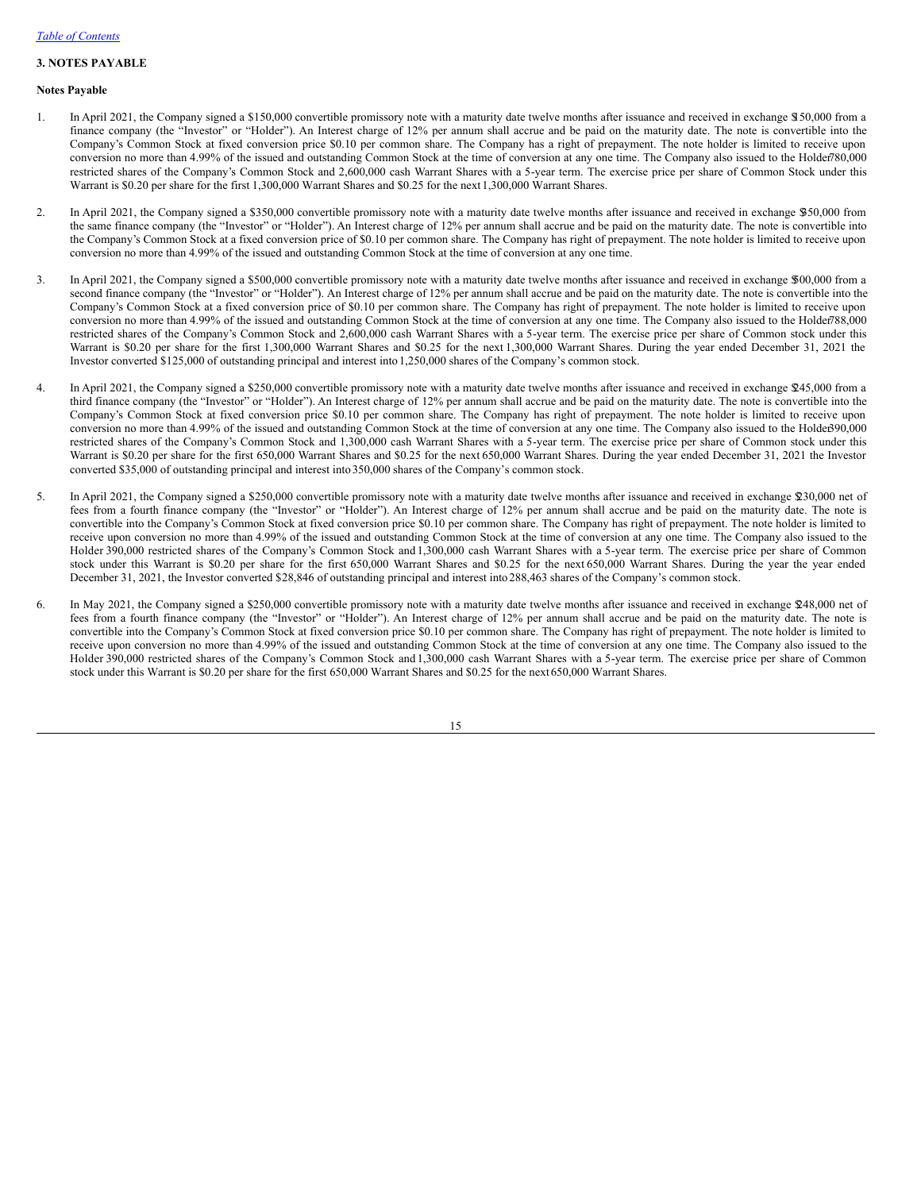### 3. NOTES PAYABLE

**Notes Payable**

1. In April 2021, the Company signed a $150,000 convertible promissory note with a maturity date twelve months after issuance and received in exchange $150,000 from a finance company (the "Investor" or "Holder"). An Interest charge of 12% per annum shall accrue and be paid on the maturity date. The note is convertible into the Company's Common Stock at fixed conversion price $0.10 per common share. The Company has a right of prepayment. The note holder is limited to receive upon conversion no more than 4.99% of the issued and outstanding Common Stock at the time of conversion at any one time. The Company also issued to the Holder 780,000 restricted shares of the Company's Common Stock and 2,600,000 cash Warrant Shares with a 5-year term. The exercise price per share of Common Stock under this Warrant is $0.20 per share for the first 1,300,000 Warrant Shares and $0.25 for the next 1,300,000 Warrant Shares.

2. In April 2021, the Company signed a $350,000 convertible promissory note with a maturity date twelve months after issuance and received in exchange $350,000 from the same finance company (the "Investor" or "Holder"). An Interest charge of 12% per annum shall accrue and be paid on the maturity date. The note is convertible into the Company's Common Stock at a fixed conversion price of $0.10 per common share. The Company has right of prepayment. The note holder is limited to receive upon conversion no more than 4.99% of the issued and outstanding Common Stock at the time of conversion at any one time.

3. In April 2021, the Company signed a $500,000 convertible promissory note with a maturity date twelve months after issuance and received in exchange $500,000 from a second finance company (the "Investor" or "Holder"). An Interest charge of 12% per annum shall accrue and be paid on the maturity date. The note is convertible into the Company's Common Stock at a fixed conversion price of $0.10 per common share. The Company has right of prepayment. The note holder is limited to receive upon conversion no more than 4.99% of the issued and outstanding Common Stock at the time of conversion at any one time. The Company also issued to the Holder 788,000 restricted shares of the Company's Common Stock and 2,600,000 cash Warrant Shares with a 5-year term. The exercise price per share of Common stock under this Warrant is $0.20 per share for the first 1,300,000 Warrant Shares and $0.25 for the next 1,300,000 Warrant Shares. During the year ended December 31, 2021 the Investor converted $125,000 of outstanding principal and interest into 1,250,000 shares of the Company's common stock.

4. In April 2021, the Company signed a $250,000 convertible promissory note with a maturity date twelve months after issuance and received in exchange $245,000 from a third finance company (the "Investor" or "Holder"). An Interest charge of 12% per annum shall accrue and be paid on the maturity date. The note is convertible into the Company's Common Stock at fixed conversion price $0.10 per common share. The Company has right of prepayment. The note holder is limited to receive upon conversion no more than 4.99% of the issued and outstanding Common Stock at the time of conversion at any one time. The Company also issued to the Holder 390,000 restricted shares of the Company's Common Stock and 1,300,000 cash Warrant Shares with a 5-year term. The exercise price per share of Common stock under this Warrant is $0.20 per share for the first 650,000 Warrant Shares and $0.25 for the next 650,000 Warrant Shares. During the year ended December 31, 2021 the Investor converted $35,000 of outstanding principal and interest into 350,000 shares of the Company's common stock.

5. In April 2021, the Company signed a $250,000 convertible promissory note with a maturity date twelve months after issuance and received in exchange $230,000 net of fees from a fourth finance company (the "Investor" or "Holder"). An Interest charge of 12% per annum shall accrue and be paid on the maturity date. The note is convertible into the Company's Common Stock at fixed conversion price $0.10 per common share. The Company has right of prepayment. The note holder is limited to receive upon conversion no more than 4.99% of the issued and outstanding Common Stock at the time of conversion at any one time. The Company also issued to the Holder 390,000 restricted shares of the Company's Common Stock and 1,300,000 cash Warrant Shares with a 5-year term. The exercise price per share of Common stock under this Warrant is $0.20 per share for the first 650,000 Warrant Shares and $0.25 for the next 650,000 Warrant Shares. During the year the year ended December 31, 2021, the Investor converted $28,846 of outstanding principal and interest into 288,463 shares of the Company's common stock.

6. In May 2021, the Company signed a $250,000 convertible promissory note with a maturity date twelve months after issuance and received in exchange $248,000 net of fees from a fourth finance company (the "Investor" or "Holder"). An Interest charge of 12% per annum shall accrue and be paid on the maturity date. The note is convertible into the Company's Common Stock at fixed conversion price $0.10 per common share. The Company has right of prepayment. The note holder is limited to receive upon conversion no more than 4.99% of the issued and outstanding Common Stock at the time of conversion at any one time. The Company also issued to the Holder 390,000 restricted shares of the Company's Common Stock and 1,300,000 cash Warrant Shares with a 5-year term. The exercise price per share of Common stock under this Warrant is $0.20 per share for the first 650,000 Warrant Shares and $0.25 for the next 650,000 Warrant Shares.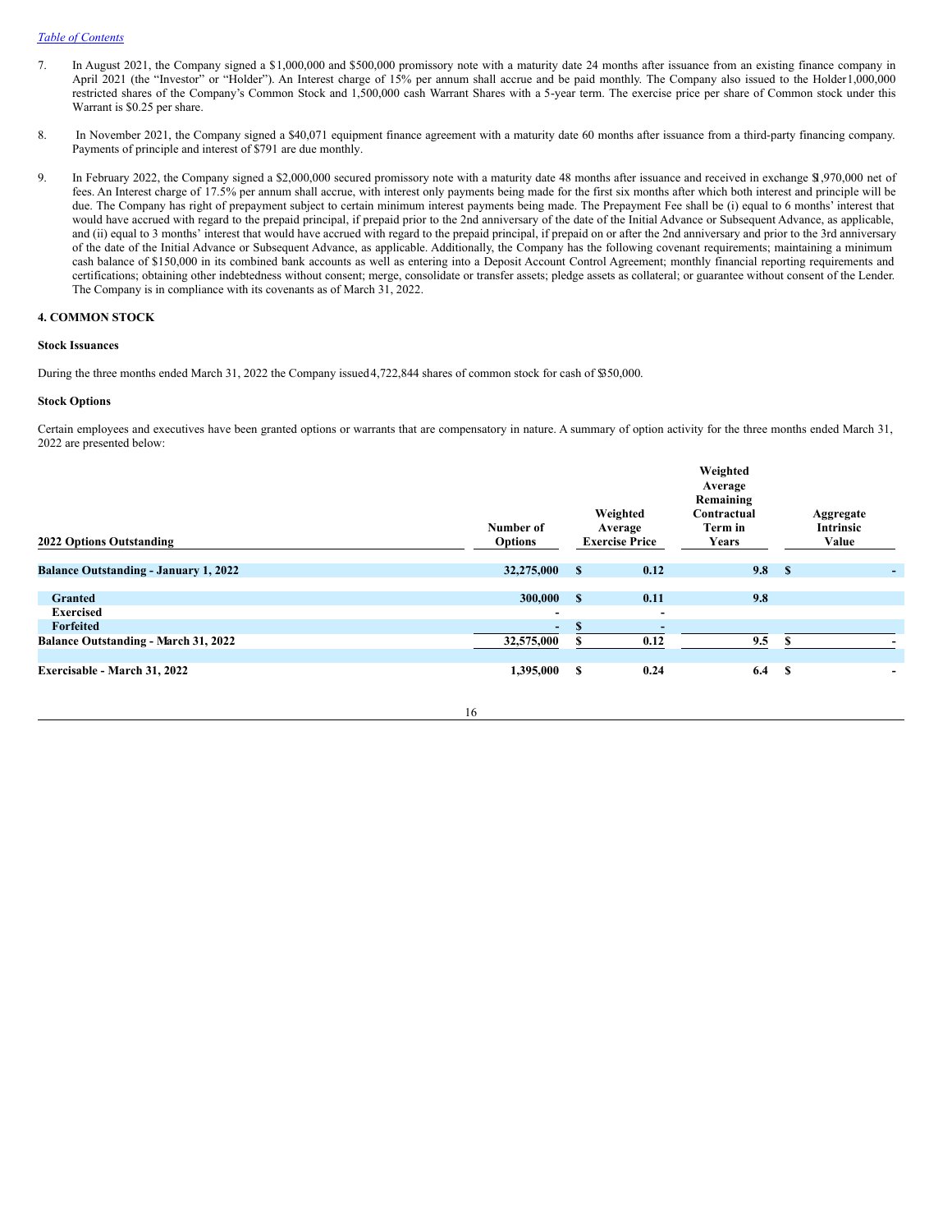7. In August 2021, the Company signed a $1,000,000 and $500,000 promissory note with a maturity date 24 months after issuance from an existing finance company in April 2021 (the "Investor" or "Holder"). An Interest charge of 15% per annum shall accrue and be paid monthly. The Company also issued to the Holder 1,000,000 restricted shares of the Company's Common Stock and 1,500,000 cash Warrant Shares with a 5-year term. The exercise price per share of Common stock under this Warrant is $0.25 per share.

8. In November 2021, the Company signed a $40,071 equipment finance agreement with a maturity date 60 months after issuance from a third-party financing company. Payments of principle and interest of $791 are due monthly.

9. In February 2022, the Company signed a $2,000,000 secured promissory note with a maturity date 48 months after issuance and received in exchange $1,970,000 net of fees. An Interest charge of 17.5% per annum shall accrue, with interest only payments being made for the first six months after which both interest and principle will be due. The Company has right of prepayment subject to certain minimum interest payments being made. The Prepayment Fee shall be (i) equal to 6 months' interest that would have accrued with regard to the prepaid principal, if prepaid prior to the 2nd anniversary of the date of the Initial Advance or Subsequent Advance, as applicable, and (ii) equal to 3 months' interest that would have accrued with regard to the prepaid principal, if prepaid on or after the 2nd anniversary and prior to the 3rd anniversary of the date of the Initial Advance or Subsequent Advance, as applicable. Additionally, the Company has the following covenant requirements; maintaining a minimum cash balance of $150,000 in its combined bank accounts as well as entering into a Deposit Account Control Agreement; monthly financial reporting requirements and certifications; obtaining other indebtedness without consent; merge, consolidate or transfer assets; pledge assets as collateral; or guarantee without consent of the Lender. The Company is in compliance with its covenants as of March 31, 2022.

## 4. COMMON STOCK

### Stock Issuances

During the three months ended March 31, 2022 the Company issued 4,722,844 shares of common stock for cash of $350,000.

### Stock Options

Certain employees and executives have been granted options or warrants that are compensatory in nature. A summary of option activity for the three months ended March 31, 2022 are presented below:

| 2022 Options Outstanding | Number of Options | Weighted Average Exercise Price | Weighted Average Remaining Contractual Term in Years | Aggregate Intrinsic Value |
|---|---|---|---|---|
| **Balance Outstanding - January 1, 2022** | **32,275,000** | **$ 0.12** | **9.8** | **$ -** |
| **Granted** | **300,000** | **$ 0.11** | **9.8** | |
| **Exercised** | **-** | **-** | | |
| **Forfeited** | **-** | **$ -** | | |
| **Balance Outstanding - March 31, 2022** | **32,575,000** | **$ 0.12** | **9.5** | **$ -** |
| **Exercisable - March 31, 2022** | **1,395,000** | **$ 0.24** | **6.4** | **$ -** |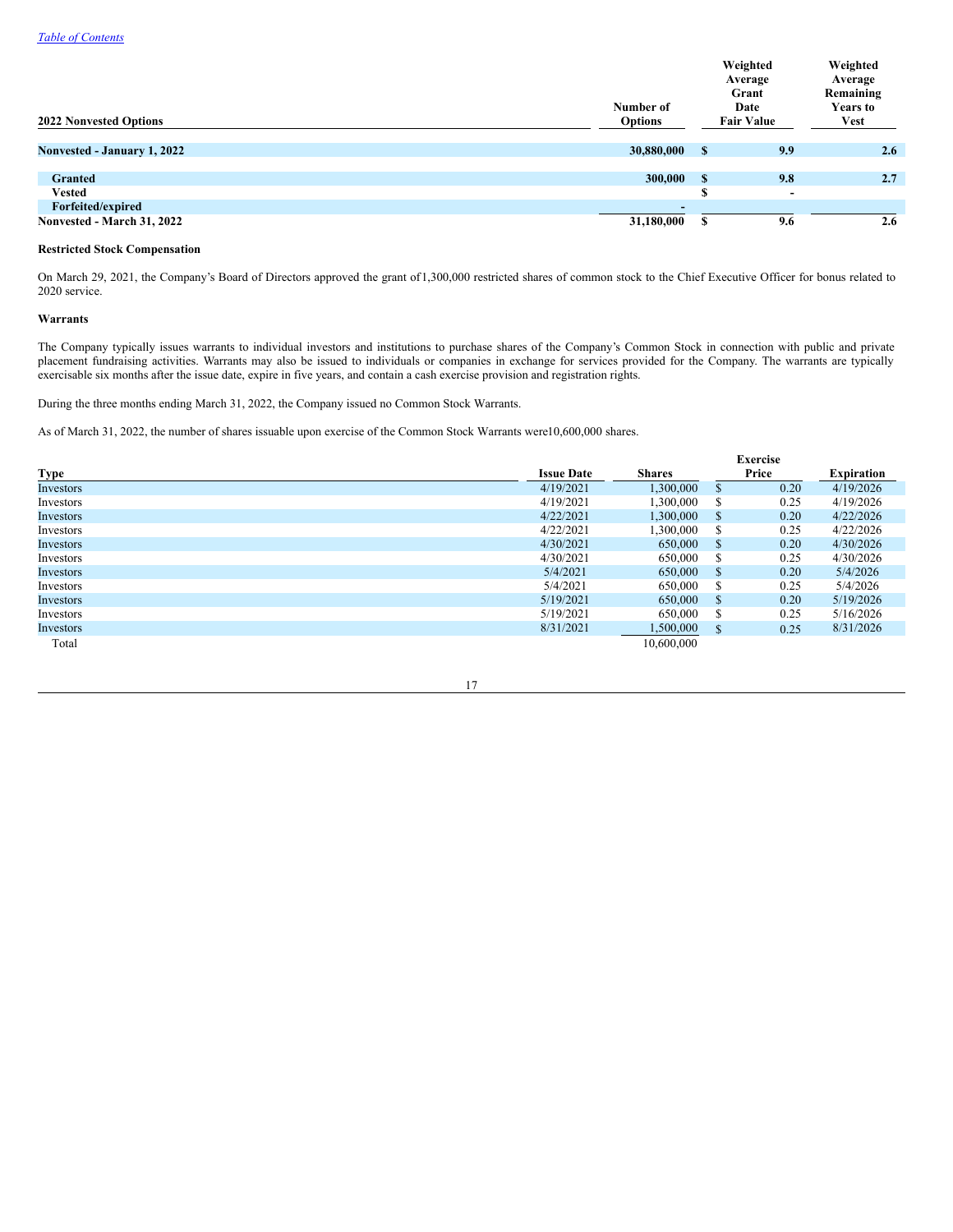| 2022 Nonvested Options | Number of Options | Weighted Average Grant Date Fair Value | Weighted Average Remaining Years to Vest |
|---|---|---|---|
| **Nonvested - January 1, 2022** | **30,880,000** | **$ 9.9** | **2.6** |
| **Granted** | **300,000** | **$ 9.8** | **2.7** |
| **Vested** | | **$ -** | |
| **Forfeited/expired** | **-** | | |
| **Nonvested - March 31, 2022** | **31,180,000** | **$ 9.6** | **2.6** |

**Restricted Stock Compensation**

On March 29, 2021, the Company's Board of Directors approved the grant of1,300,000 restricted shares of common stock to the Chief Executive Officer for bonus related to 2020 service.

**Warrants**

The Company typically issues warrants to individual investors and institutions to purchase shares of the Company's Common Stock in connection with public and private placement fundraising activities. Warrants may also be issued to individuals or companies in exchange for services provided for the Company. The warrants are typically exercisable six months after the issue date, expire in five years, and contain a cash exercise provision and registration rights.

During the three months ending March 31, 2022, the Company issued no Common Stock Warrants.

As of March 31, 2022, the number of shares issuable upon exercise of the Common Stock Warrants were10,600,000 shares.

| Type | Issue Date | Shares | Exercise Price | Expiration |
|---|---|---|---|---|
| Investors | 4/19/2021 | 1,300,000 | $ 0.20 | 4/19/2026 |
| Investors | 4/19/2021 | 1,300,000 | $ 0.25 | 4/19/2026 |
| Investors | 4/22/2021 | 1,300,000 | $ 0.20 | 4/22/2026 |
| Investors | 4/22/2021 | 1,300,000 | $ 0.25 | 4/22/2026 |
| Investors | 4/30/2021 | 650,000 | $ 0.20 | 4/30/2026 |
| Investors | 4/30/2021 | 650,000 | $ 0.25 | 4/30/2026 |
| Investors | 5/4/2021 | 650,000 | $ 0.20 | 5/4/2026 |
| Investors | 5/4/2021 | 650,000 | $ 0.25 | 5/4/2026 |
| Investors | 5/19/2021 | 650,000 | $ 0.20 | 5/19/2026 |
| Investors | 5/19/2021 | 650,000 | $ 0.25 | 5/16/2026 |
| Investors | 8/31/2021 | 1,500,000 | $ 0.25 | 8/31/2026 |
| Total | | 10,600,000 | | |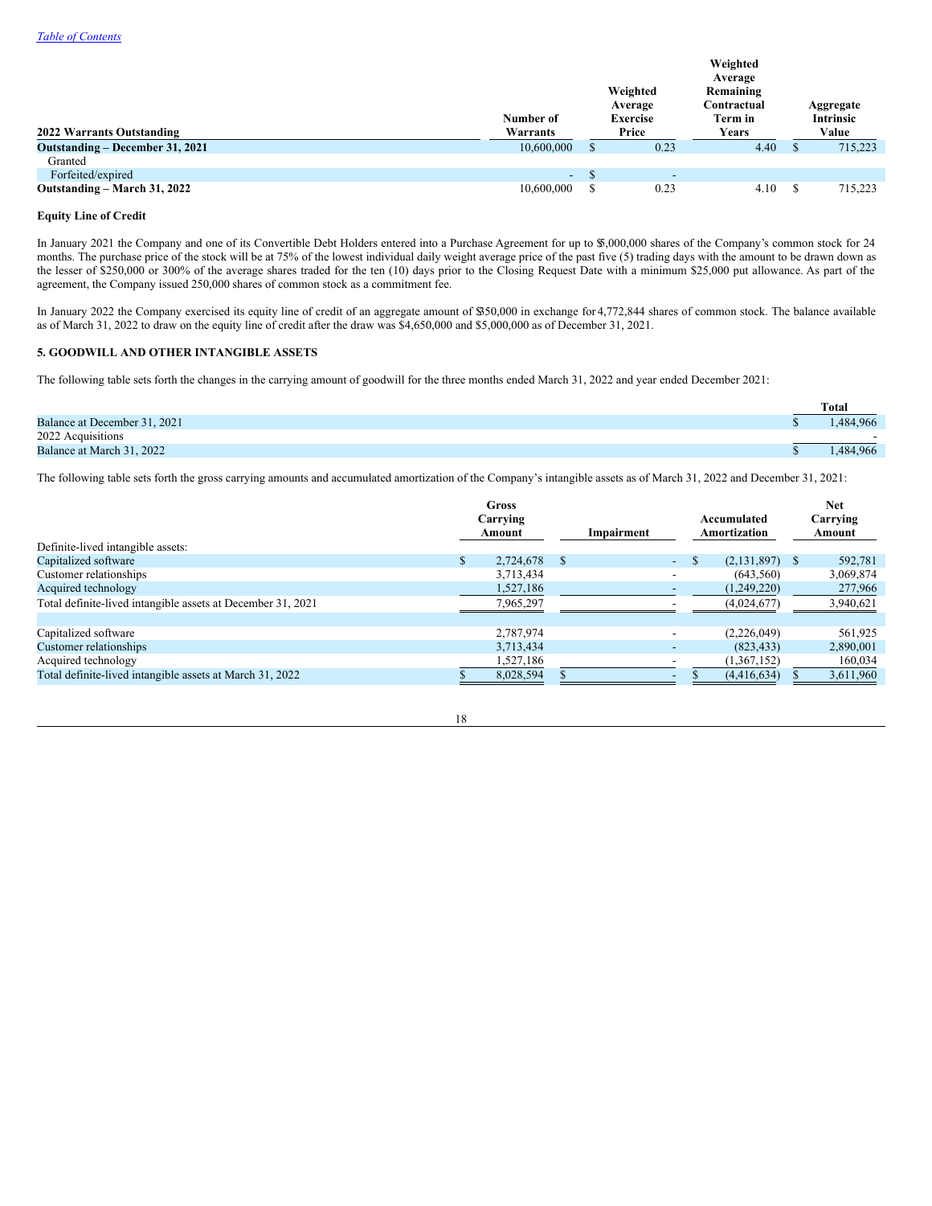| 2022 Warrants Outstanding | Number of Warrants | Weighted Average Exercise Price | Weighted Average Remaining Contractual Term in Years | Aggregate Intrinsic Value |
|---|---|---|---|---|
| **Outstanding – December 31, 2021** | 10,600,000 | $ 0.23 | 4.40 | $ 715,223 |
| Granted | | | | |
| Forfeited/expired | - | $ - | | |
| **Outstanding – March 31, 2022** | 10,600,000 | $ 0.23 | 4.10 | $ 715,223 |

**Equity Line of Credit**

In January 2021 the Company and one of its Convertible Debt Holders entered into a Purchase Agreement for up to $5,000,000 shares of the Company's common stock for 24 months. The purchase price of the stock will be at 75% of the lowest individual daily weight average price of the past five (5) trading days with the amount to be drawn down as the lesser of $250,000 or 300% of the average shares traded for the ten (10) days prior to the Closing Request Date with a minimum $25,000 put allowance. As part of the agreement, the Company issued 250,000 shares of common stock as a commitment fee.

In January 2022 the Company exercised its equity line of credit of an aggregate amount of $350,000 in exchange for 4,772,844 shares of common stock. The balance available as of March 31, 2022 to draw on the equity line of credit after the draw was $4,650,000 and $5,000,000 as of December 31, 2021.

**5. GOODWILL AND OTHER INTANGIBLE ASSETS**

The following table sets forth the changes in the carrying amount of goodwill for the three months ended March 31, 2022 and year ended December 2021:

| | Total |
|---|---|
| Balance at December 31, 2021 | $ 1,484,966 |
| 2022 Acquisitions | - |
| Balance at March 31, 2022 | $ 1,484,966 |

The following table sets forth the gross carrying amounts and accumulated amortization of the Company's intangible assets as of March 31, 2022 and December 31, 2021:

| | Gross Carrying Amount | Impairment | Accumulated Amortization | Net Carrying Amount |
|---|---|---|---|---|
| Definite-lived intangible assets: | | | | |
| Capitalized software | $ 2,724,678 | $ - | $ (2,131,897) | $ 592,781 |
| Customer relationships | 3,713,434 | - | (643,560) | 3,069,874 |
| Acquired technology | 1,527,186 | - | (1,249,220) | 277,966 |
| Total definite-lived intangible assets at December 31, 2021 | 7,965,297 | - | (4,024,677) | 3,940,621 |
| | | | | |
| Capitalized software | 2,787,974 | - | (2,226,049) | 561,925 |
| Customer relationships | 3,713,434 | - | (823,433) | 2,890,001 |
| Acquired technology | 1,527,186 | - | (1,367,152) | 160,034 |
| Total definite-lived intangible assets at March 31, 2022 | $ 8,028,594 | $ - | $ (4,416,634) | $ 3,611,960 |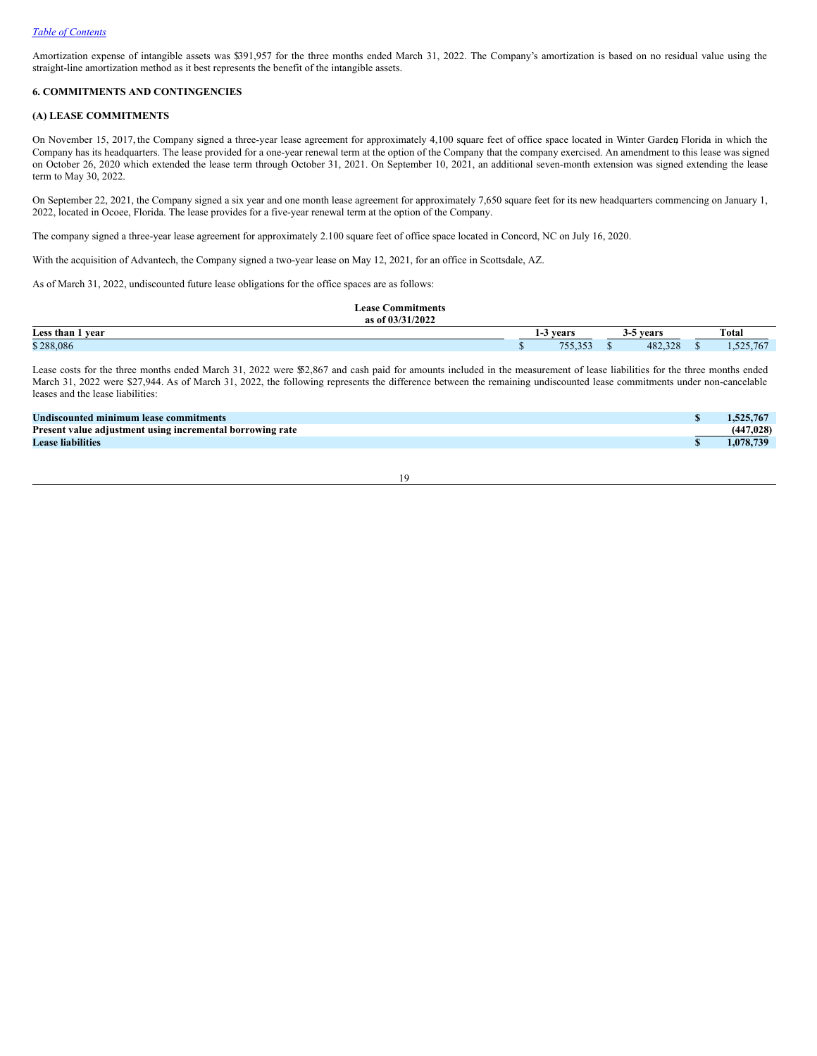Amortization expense of intangible assets was $391,957 for the three months ended March 31, 2022. The Company's amortization is based on no residual value using the straight-line amortization method as it best represents the benefit of the intangible assets.

**6. COMMITMENTS AND CONTINGENCIES**

**(A) LEASE COMMITMENTS**

On November 15, 2017, the Company signed a three-year lease agreement for approximately 4,100 square feet of office space located in Winter Garden, Florida in which the Company has its headquarters. The lease provided for a one-year renewal term at the option of the Company that the company exercised. An amendment to this lease was signed on October 26, 2020 which extended the lease term through October 31, 2021. On September 10, 2021, an additional seven-month extension was signed extending the lease term to May 30, 2022.

On September 22, 2021, the Company signed a six year and one month lease agreement for approximately 7,650 square feet for its new headquarters commencing on January 1, 2022, located in Ocoee, Florida. The lease provides for a five-year renewal term at the option of the Company.

The company signed a three-year lease agreement for approximately 2.100 square feet of office space located in Concord, NC on July 16, 2020.

With the acquisition of Advantech, the Company signed a two-year lease on May 12, 2021, for an office in Scottsdale, AZ.

As of March 31, 2022, undiscounted future lease obligations for the office spaces are as follows:

**Lease Commitments as of 03/31/2022**

| Less than 1 year | 1-3 years | 3-5 years | Total |
|---|---|---|---|
| $ 288,086 | $ 755,353 | $ 482,328 | $ 1,525,767 |

Lease costs for the three months ended March 31, 2022 were $52,867 and cash paid for amounts included in the measurement of lease liabilities for the three months ended March 31, 2022 were $27,944. As of March 31, 2022, the following represents the difference between the remaining undiscounted lease commitments under non-cancelable leases and the lease liabilities:

| | |
|---|---|
| **Undiscounted minimum lease commitments** | **$ 1,525,767** |
| **Present value adjustment using incremental borrowing rate** | **(447,028)** |
| **Lease liabilities** | **$ 1,078,739** |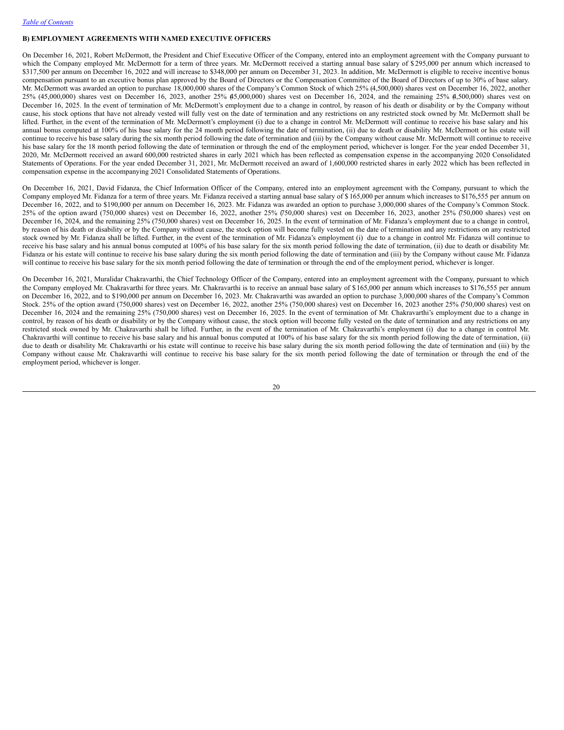*Table of Contents*

**B) EMPLOYMENT AGREEMENTS WITH NAMED EXECUTIVE OFFICERS**

On December 16, 2021, Robert McDermott, the President and Chief Executive Officer of the Company, entered into an employment agreement with the Company pursuant to which the Company employed Mr. McDermott for a term of three years. Mr. McDermott received a starting annual base salary of $295,000 per annum which increased to $317,500 per annum on December 16, 2022 and will increase to $348,000 per annum on December 31, 2023. In addition, Mr. McDermott is eligible to receive incentive bonus compensation pursuant to an executive bonus plan approved by the Board of Directors or the Compensation Committee of the Board of Directors of up to 30% of base salary. Mr. McDermott was awarded an option to purchase 18,000,000 shares of the Company's Common Stock of which 25% (4,500,000) shares vest on December 16, 2022, another 25% (45,000,000) shares vest on December 16, 2023, another 25% (45,000,000) shares vest on December 16, 2024, and the remaining 25% (4,500,000) shares vest on December 16, 2025. In the event of termination of Mr. McDermott's employment due to a change in control, by reason of his death or disability or by the Company without cause, his stock options that have not already vested will fully vest on the date of termination and any restrictions on any restricted stock owned by Mr. McDermott shall be lifted. Further, in the event of the termination of Mr. McDermott's employment (i) due to a change in control Mr. McDermott will continue to receive his base salary and his annual bonus computed at 100% of his base salary for the 24 month period following the date of termination, (ii) due to death or disability Mr. McDermott or his estate will continue to receive his base salary during the six month period following the date of termination and (iii) by the Company without cause Mr. McDermott will continue to receive his base salary for the 18 month period following the date of termination or through the end of the employment period, whichever is longer. For the year ended December 31, 2020, Mr. McDermott received an award 600,000 restricted shares in early 2021 which has been reflected as compensation expense in the accompanying 2020 Consolidated Statements of Operations. For the year ended December 31, 2021, Mr. McDermott received an award of 1,600,000 restricted shares in early 2022 which has been reflected in compensation expense in the accompanying 2021 Consolidated Statements of Operations.

On December 16, 2021, David Fidanza, the Chief Information Officer of the Company, entered into an employment agreement with the Company, pursuant to which the Company employed Mr. Fidanza for a term of three years. Mr. Fidanza received a starting annual base salary of $165,000 per annum which increases to $176,555 per annum on December 16, 2022, and to $190,000 per annum on December 16, 2023. Mr. Fidanza was awarded an option to purchase 3,000,000 shares of the Company's Common Stock. 25% of the option award (750,000 shares) vest on December 16, 2022, another 25% (750,000 shares) vest on December 16, 2023, another 25% (750,000 shares) vest on December 16, 2024, and the remaining 25% (750,000 shares) vest on December 16, 2025. In the event of termination of Mr. Fidanza's employment due to a change in control, by reason of his death or disability or by the Company without cause, the stock option will become fully vested on the date of termination and any restrictions on any restricted stock owned by Mr. Fidanza shall be lifted. Further, in the event of the termination of Mr. Fidanza's employment (i) due to a change in control Mr. Fidanza will continue to receive his base salary and his annual bonus computed at 100% of his base salary for the six month period following the date of termination, (ii) due to death or disability Mr. Fidanza or his estate will continue to receive his base salary during the six month period following the date of termination and (iii) by the Company without cause Mr. Fidanza will continue to receive his base salary for the six month period following the date of termination or through the end of the employment period, whichever is longer.

On December 16, 2021, Muralidar Chakravarthi, the Chief Technology Officer of the Company, entered into an employment agreement with the Company, pursuant to which the Company employed Mr. Chakravarthi for three years. Mr. Chakravarthi is to receive an annual base salary of $165,000 per annum which increases to $176,555 per annum on December 16, 2022, and to $190,000 per annum on December 16, 2023. Mr. Chakravarthi was awarded an option to purchase 3,000,000 shares of the Company's Common Stock. 25% of the option award (750,000 shares) vest on December 16, 2022, another 25% (750,000 shares) vest on December 16, 2023 another 25% (750,000 shares) vest on December 16, 2024 and the remaining 25% (750,000 shares) vest on December 16, 2025. In the event of termination of Mr. Chakravarthi's employment due to a change in control, by reason of his death or disability or by the Company without cause, the stock option will become fully vested on the date of termination and any restrictions on any restricted stock owned by Mr. Chakravarthi shall be lifted. Further, in the event of the termination of Mr. Chakravarthi's employment (i) due to a change in control Mr. Chakravarthi will continue to receive his base salary and his annual bonus computed at 100% of his base salary for the six month period following the date of termination, (ii) due to death or disability Mr. Chakravarthi or his estate will continue to receive his base salary during the six month period following the date of termination and (iii) by the Company without cause Mr. Chakravarthi will continue to receive his base salary for the six month period following the date of termination or through the end of the employment period, whichever is longer.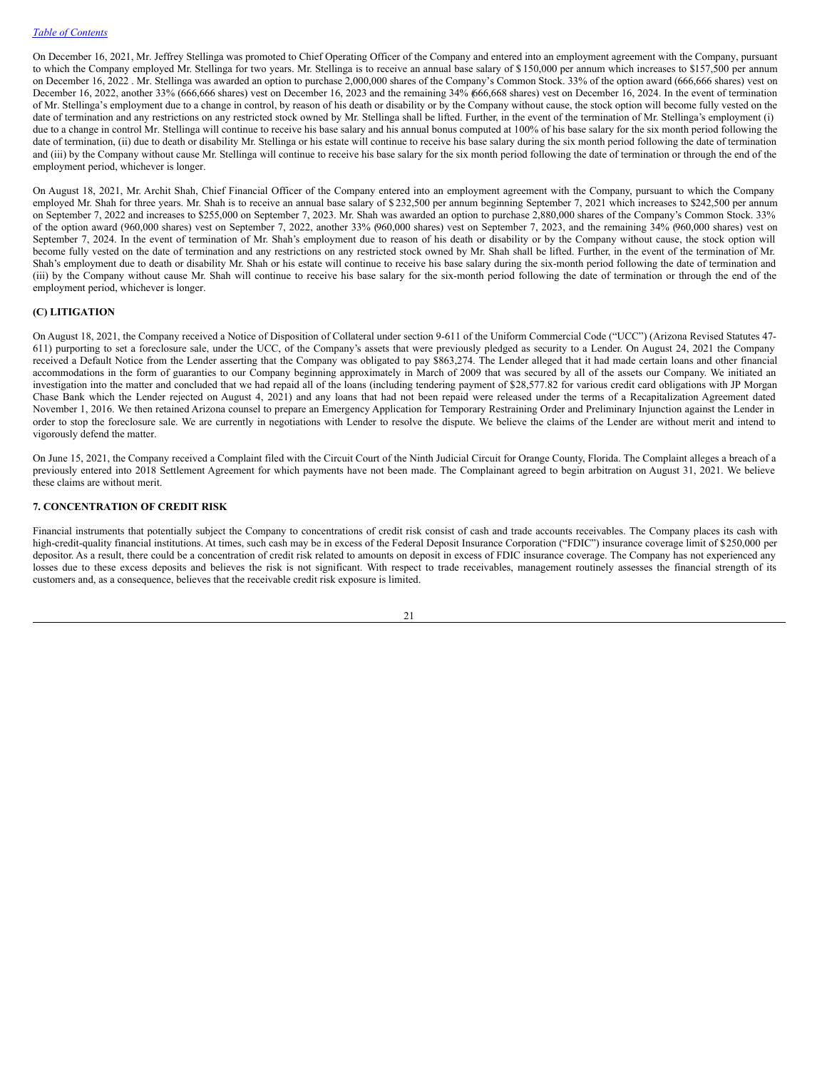On December 16, 2021, Mr. Jeffrey Stellinga was promoted to Chief Operating Officer of the Company and entered into an employment agreement with the Company, pursuant to which the Company employed Mr. Stellinga for two years. Mr. Stellinga is to receive an annual base salary of $ 150,000 per annum which increases to $157,500 per annum on December 16, 2022 . Mr. Stellinga was awarded an option to purchase 2,000,000 shares of the Company's Common Stock. 33% of the option award (666,666 shares) vest on December 16, 2022, another 33% (666,666 shares) vest on December 16, 2023 and the remaining 34% (666,668 shares) vest on December 16, 2024. In the event of termination of Mr. Stellinga's employment due to a change in control, by reason of his death or disability or by the Company without cause, the stock option will become fully vested on the date of termination and any restrictions on any restricted stock owned by Mr. Stellinga shall be lifted. Further, in the event of the termination of Mr. Stellinga's employment (i) due to a change in control Mr. Stellinga will continue to receive his base salary and his annual bonus computed at 100% of his base salary for the six month period following the date of termination, (ii) due to death or disability Mr. Stellinga or his estate will continue to receive his base salary during the six month period following the date of termination and (iii) by the Company without cause Mr. Stellinga will continue to receive his base salary for the six month period following the date of termination or through the end of the employment period, whichever is longer.

On August 18, 2021, Mr. Archit Shah, Chief Financial Officer of the Company entered into an employment agreement with the Company, pursuant to which the Company employed Mr. Shah for three years. Mr. Shah is to receive an annual base salary of $ 232,500 per annum beginning September 7, 2021 which increases to $242,500 per annum on September 7, 2022 and increases to $255,000 on September 7, 2023. Mr. Shah was awarded an option to purchase 2,880,000 shares of the Company's Common Stock. 33% of the option award (960,000 shares) vest on September 7, 2022, another 33% (960,000 shares) vest on September 7, 2023, and the remaining 34% (960,000 shares) vest on September 7, 2024. In the event of termination of Mr. Shah's employment due to reason of his death or disability or by the Company without cause, the stock option will become fully vested on the date of termination and any restrictions on any restricted stock owned by Mr. Shah shall be lifted. Further, in the event of the termination of Mr. Shah's employment due to death or disability Mr. Shah or his estate will continue to receive his base salary during the six-month period following the date of termination and (iii) by the Company without cause Mr. Shah will continue to receive his base salary for the six-month period following the date of termination or through the end of the employment period, whichever is longer.

**(C) LITIGATION**

On August 18, 2021, the Company received a Notice of Disposition of Collateral under section 9-611 of the Uniform Commercial Code ("UCC") (Arizona Revised Statutes 47-611) purporting to set a foreclosure sale, under the UCC, of the Company's assets that were previously pledged as security to a Lender. On August 24, 2021 the Company received a Default Notice from the Lender asserting that the Company was obligated to pay $863,274. The Lender alleged that it had made certain loans and other financial accommodations in the form of guaranties to our Company beginning approximately in March of 2009 that was secured by all of the assets our Company. We initiated an investigation into the matter and concluded that we had repaid all of the loans (including tendering payment of $28,577.82 for various credit card obligations with JP Morgan Chase Bank which the Lender rejected on August 4, 2021) and any loans that had not been repaid were released under the terms of a Recapitalization Agreement dated November 1, 2016. We then retained Arizona counsel to prepare an Emergency Application for Temporary Restraining Order and Preliminary Injunction against the Lender in order to stop the foreclosure sale. We are currently in negotiations with Lender to resolve the dispute. We believe the claims of the Lender are without merit and intend to vigorously defend the matter.

On June 15, 2021, the Company received a Complaint filed with the Circuit Court of the Ninth Judicial Circuit for Orange County, Florida. The Complaint alleges a breach of a previously entered into 2018 Settlement Agreement for which payments have not been made. The Complainant agreed to begin arbitration on August 31, 2021. We believe these claims are without merit.

**7. CONCENTRATION OF CREDIT RISK**

Financial instruments that potentially subject the Company to concentrations of credit risk consist of cash and trade accounts receivables. The Company places its cash with high-credit-quality financial institutions. At times, such cash may be in excess of the Federal Deposit Insurance Corporation ("FDIC") insurance coverage limit of $250,000 per depositor. As a result, there could be a concentration of credit risk related to amounts on deposit in excess of FDIC insurance coverage. The Company has not experienced any losses due to these excess deposits and believes the risk is not significant. With respect to trade receivables, management routinely assesses the financial strength of its customers and, as a consequence, believes that the receivable credit risk exposure is limited.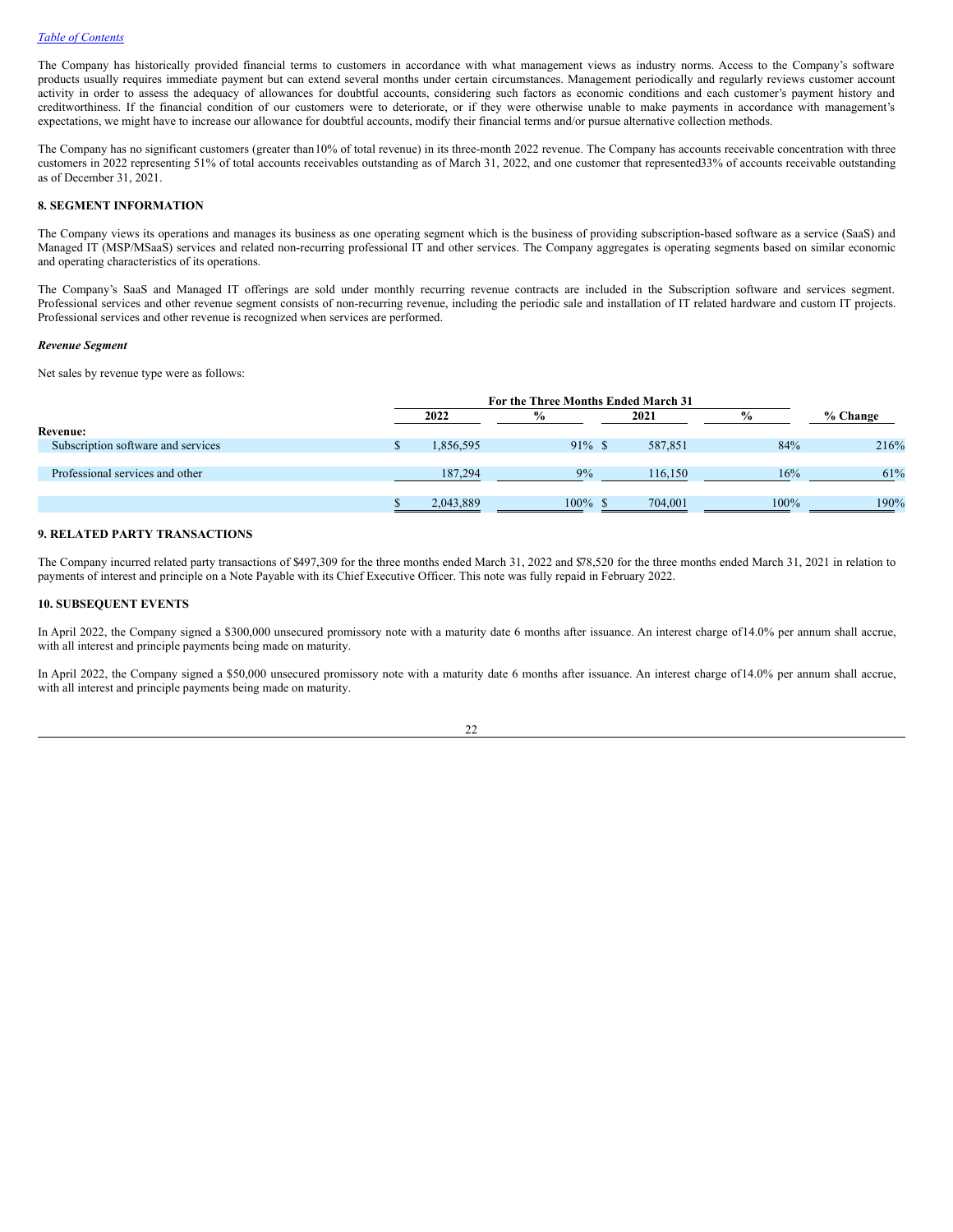The Company has historically provided financial terms to customers in accordance with what management views as industry norms. Access to the Company's software products usually requires immediate payment but can extend several months under certain circumstances. Management periodically and regularly reviews customer account activity in order to assess the adequacy of allowances for doubtful accounts, considering such factors as economic conditions and each customer's payment history and creditworthiness. If the financial condition of our customers were to deteriorate, or if they were otherwise unable to make payments in accordance with management's expectations, we might have to increase our allowance for doubtful accounts, modify their financial terms and/or pursue alternative collection methods.

The Company has no significant customers (greater than10% of total revenue) in its three-month 2022 revenue. The Company has accounts receivable concentration with three customers in 2022 representing 51% of total accounts receivables outstanding as of March 31, 2022, and one customer that represented33% of accounts receivable outstanding as of December 31, 2021.

### 8. SEGMENT INFORMATION

The Company views its operations and manages its business as one operating segment which is the business of providing subscription-based software as a service (SaaS) and Managed IT (MSP/MSaaS) services and related non-recurring professional IT and other services. The Company aggregates is operating segments based on similar economic and operating characteristics of its operations.

The Company's SaaS and Managed IT offerings are sold under monthly recurring revenue contracts are included in the Subscription software and services segment. Professional services and other revenue segment consists of non-recurring revenue, including the periodic sale and installation of IT related hardware and custom IT projects. Professional services and other revenue is recognized when services are performed.

***Revenue Segment***

Net sales by revenue type were as follows:

| | For the Three Months Ended March 31 | | | | |
|---|---|---|---|---|---|
| | 2022 | % | 2021 | % | % Change |
| **Revenue:** | | | | | |
| Subscription software and services | $ 1,856,595 | 91% | $ 587,851 | 84% | 216% |
| Professional services and other | 187,294 | 9% | 116,150 | 16% | 61% |
| | $ 2,043,889 | 100% | $ 704,001 | 100% | 190% |

### 9. RELATED PARTY TRANSACTIONS

The Company incurred related party transactions of $497,309 for the three months ended March 31, 2022 and $78,520 for the three months ended March 31, 2021 in relation to payments of interest and principle on a Note Payable with its Chief Executive Officer. This note was fully repaid in February 2022.

### 10. SUBSEQUENT EVENTS

In April 2022, the Company signed a $300,000 unsecured promissory note with a maturity date 6 months after issuance. An interest charge of14.0% per annum shall accrue, with all interest and principle payments being made on maturity.

In April 2022, the Company signed a $50,000 unsecured promissory note with a maturity date 6 months after issuance. An interest charge of14.0% per annum shall accrue, with all interest and principle payments being made on maturity.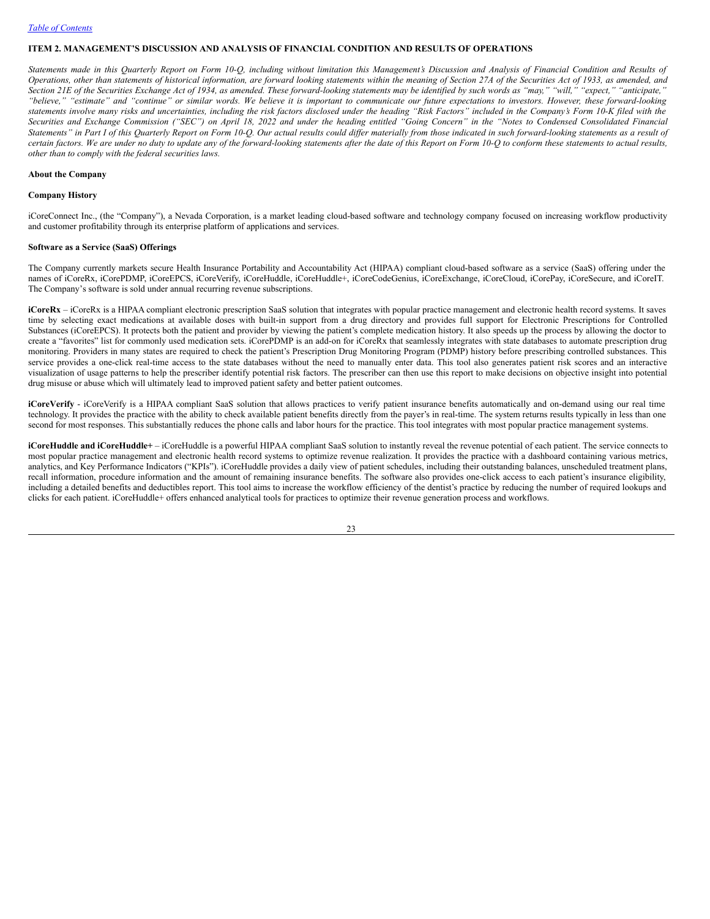## ITEM 2. MANAGEMENT'S DISCUSSION AND ANALYSIS OF FINANCIAL CONDITION AND RESULTS OF OPERATIONS

*Statements made in this Quarterly Report on Form 10-Q, including without limitation this Management's Discussion and Analysis of Financial Condition and Results of Operations, other than statements of historical information, are forward looking statements within the meaning of Section 27A of the Securities Act of 1933, as amended, and Section 21E of the Securities Exchange Act of 1934, as amended. These forward-looking statements may be identified by such words as "may," "will," "expect," "anticipate," "believe," "estimate" and "continue" or similar words. We believe it is important to communicate our future expectations to investors. However, these forward-looking statements involve many risks and uncertainties, including the risk factors disclosed under the heading "Risk Factors" included in the Company's Form 10-K filed with the Securities and Exchange Commission ("SEC") on April 18, 2022 and under the heading entitled "Going Concern" in the "Notes to Condensed Consolidated Financial Statements" in Part I of this Quarterly Report on Form 10-Q. Our actual results could differ materially from those indicated in such forward-looking statements as a result of certain factors. We are under no duty to update any of the forward-looking statements after the date of this Report on Form 10-Q to conform these statements to actual results, other than to comply with the federal securities laws.*

**About the Company**

**Company History**

iCoreConnect Inc., (the "Company"), a Nevada Corporation, is a market leading cloud-based software and technology company focused on increasing workflow productivity and customer profitability through its enterprise platform of applications and services.

**Software as a Service (SaaS) Offerings**

The Company currently markets secure Health Insurance Portability and Accountability Act (HIPAA) compliant cloud-based software as a service (SaaS) offering under the names of iCoreRx, iCorePDMP, iCoreEPCS, iCoreVerify, iCoreHuddle, iCoreHuddle+, iCoreCodeGenius, iCoreExchange, iCoreCloud, iCorePay, iCoreSecure, and iCoreIT. The Company's software is sold under annual recurring revenue subscriptions.

**iCoreRx** – iCoreRx is a HIPAA compliant electronic prescription SaaS solution that integrates with popular practice management and electronic health record systems. It saves time by selecting exact medications at available doses with built-in support from a drug directory and provides full support for Electronic Prescriptions for Controlled Substances (iCoreEPCS). It protects both the patient and provider by viewing the patient's complete medication history. It also speeds up the process by allowing the doctor to create a "favorites" list for commonly used medication sets. iCorePDMP is an add-on for iCoreRx that seamlessly integrates with state databases to automate prescription drug monitoring. Providers in many states are required to check the patient's Prescription Drug Monitoring Program (PDMP) history before prescribing controlled substances. This service provides a one-click real-time access to the state databases without the need to manually enter data. This tool also generates patient risk scores and an interactive visualization of usage patterns to help the prescriber identify potential risk factors. The prescriber can then use this report to make decisions on objective insight into potential drug misuse or abuse which will ultimately lead to improved patient safety and better patient outcomes.

**iCoreVerify** - iCoreVerify is a HIPAA compliant SaaS solution that allows practices to verify patient insurance benefits automatically and on-demand using our real time technology. It provides the practice with the ability to check available patient benefits directly from the payer's in real-time. The system returns results typically in less than one second for most responses. This substantially reduces the phone calls and labor hours for the practice. This tool integrates with most popular practice management systems.

**iCoreHuddle and iCoreHuddle+** – iCoreHuddle is a powerful HIPAA compliant SaaS solution to instantly reveal the revenue potential of each patient. The service connects to most popular practice management and electronic health record systems to optimize revenue realization. It provides the practice with a dashboard containing various metrics, analytics, and Key Performance Indicators ("KPIs"). iCoreHuddle provides a daily view of patient schedules, including their outstanding balances, unscheduled treatment plans, recall information, procedure information and the amount of remaining insurance benefits. The software also provides one-click access to each patient's insurance eligibility, including a detailed benefits and deductibles report. This tool aims to increase the workflow efficiency of the dentist's practice by reducing the number of required lookups and clicks for each patient. iCoreHuddle+ offers enhanced analytical tools for practices to optimize their revenue generation process and workflows.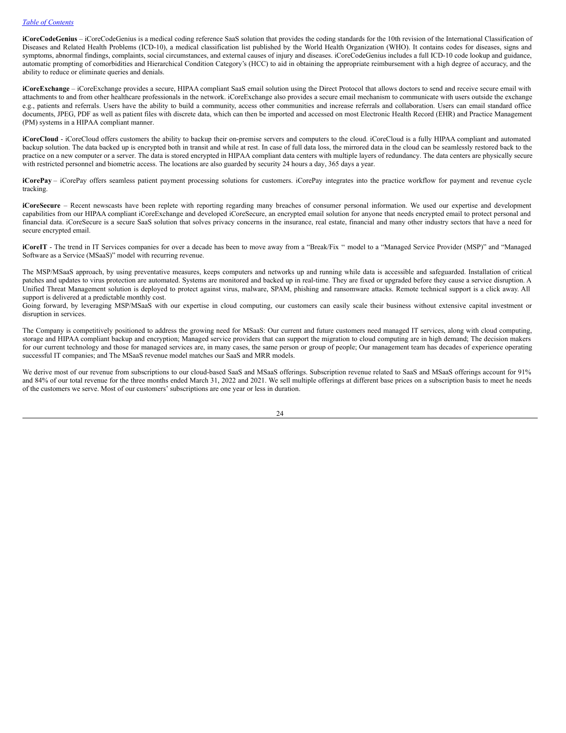**iCoreCodeGenius** – iCoreCodeGenius is a medical coding reference SaaS solution that provides the coding standards for the 10th revision of the International Classification of Diseases and Related Health Problems (ICD-10), a medical classification list published by the World Health Organization (WHO). It contains codes for diseases, signs and symptoms, abnormal findings, complaints, social circumstances, and external causes of injury and diseases. iCoreCodeGenius includes a full ICD-10 code lookup and guidance, automatic prompting of comorbidities and Hierarchical Condition Category's (HCC) to aid in obtaining the appropriate reimbursement with a high degree of accuracy, and the ability to reduce or eliminate queries and denials.

**iCoreExchange** – iCoreExchange provides a secure, HIPAA compliant SaaS email solution using the Direct Protocol that allows doctors to send and receive secure email with attachments to and from other healthcare professionals in the network. iCoreExchange also provides a secure email mechanism to communicate with users outside the exchange e.g., patients and referrals. Users have the ability to build a community, access other communities and increase referrals and collaboration. Users can email standard office documents, JPEG, PDF as well as patient files with discrete data, which can then be imported and accessed on most Electronic Health Record (EHR) and Practice Management (PM) systems in a HIPAA compliant manner.

**iCoreCloud** - iCoreCloud offers customers the ability to backup their on-premise servers and computers to the cloud. iCoreCloud is a fully HIPAA compliant and automated backup solution. The data backed up is encrypted both in transit and while at rest. In case of full data loss, the mirrored data in the cloud can be seamlessly restored back to the practice on a new computer or a server. The data is stored encrypted in HIPAA compliant data centers with multiple layers of redundancy. The data centers are physically secure with restricted personnel and biometric access. The locations are also guarded by security 24 hours a day, 365 days a year.

**iCorePay** – iCorePay offers seamless patient payment processing solutions for customers. iCorePay integrates into the practice workflow for payment and revenue cycle tracking.

**iCoreSecure** – Recent newscasts have been replete with reporting regarding many breaches of consumer personal information. We used our expertise and development capabilities from our HIPAA compliant iCoreExchange and developed iCoreSecure, an encrypted email solution for anyone that needs encrypted email to protect personal and financial data. iCoreSecure is a secure SaaS solution that solves privacy concerns in the insurance, real estate, financial and many other industry sectors that have a need for secure encrypted email.

**iCoreIT** - The trend in IT Services companies for over a decade has been to move away from a "Break/Fix " model to a "Managed Service Provider (MSP)" and "Managed Software as a Service (MSaaS)" model with recurring revenue.

The MSP/MSaaS approach, by using preventative measures, keeps computers and networks up and running while data is accessible and safeguarded. Installation of critical patches and updates to virus protection are automated. Systems are monitored and backed up in real-time. They are fixed or upgraded before they cause a service disruption. A Unified Threat Management solution is deployed to protect against virus, malware, SPAM, phishing and ransomware attacks. Remote technical support is a click away. All support is delivered at a predictable monthly cost.

Going forward, by leveraging MSP/MSaaS with our expertise in cloud computing, our customers can easily scale their business without extensive capital investment or disruption in services.

The Company is competitively positioned to address the growing need for MSaaS: Our current and future customers need managed IT services, along with cloud computing, storage and HIPAA compliant backup and encryption; Managed service providers that can support the migration to cloud computing are in high demand; The decision makers for our current technology and those for managed services are, in many cases, the same person or group of people; Our management team has decades of experience operating successful IT companies; and The MSaaS revenue model matches our SaaS and MRR models.

We derive most of our revenue from subscriptions to our cloud-based SaaS and MSaaS offerings. Subscription revenue related to SaaS and MSaaS offerings account for 91% and 84% of our total revenue for the three months ended March 31, 2022 and 2021. We sell multiple offerings at different base prices on a subscription basis to meet he needs of the customers we serve. Most of our customers' subscriptions are one year or less in duration.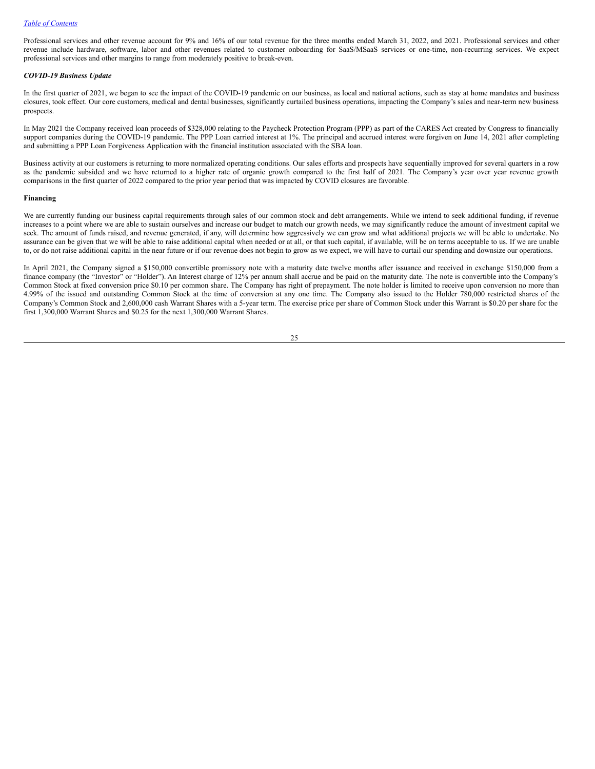Professional services and other revenue account for 9% and 16% of our total revenue for the three months ended March 31, 2022, and 2021. Professional services and other revenue include hardware, software, labor and other revenues related to customer onboarding for SaaS/MSaaS services or one-time, non-recurring services. We expect professional services and other margins to range from moderately positive to break-even.

### *COVID-19 Business Update*

In the first quarter of 2021, we began to see the impact of the COVID-19 pandemic on our business, as local and national actions, such as stay at home mandates and business closures, took effect. Our core customers, medical and dental businesses, significantly curtailed business operations, impacting the Company's sales and near-term new business prospects.

In May 2021 the Company received loan proceeds of $328,000 relating to the Paycheck Protection Program (PPP) as part of the CARES Act created by Congress to financially support companies during the COVID-19 pandemic. The PPP Loan carried interest at 1%. The principal and accrued interest were forgiven on June 14, 2021 after completing and submitting a PPP Loan Forgiveness Application with the financial institution associated with the SBA loan.

Business activity at our customers is returning to more normalized operating conditions. Our sales efforts and prospects have sequentially improved for several quarters in a row as the pandemic subsided and we have returned to a higher rate of organic growth compared to the first half of 2021. The Company's year over year revenue growth comparisons in the first quarter of 2022 compared to the prior year period that was impacted by COVID closures are favorable.

### **Financing**

We are currently funding our business capital requirements through sales of our common stock and debt arrangements. While we intend to seek additional funding, if revenue increases to a point where we are able to sustain ourselves and increase our budget to match our growth needs, we may significantly reduce the amount of investment capital we seek. The amount of funds raised, and revenue generated, if any, will determine how aggressively we can grow and what additional projects we will be able to undertake. No assurance can be given that we will be able to raise additional capital when needed or at all, or that such capital, if available, will be on terms acceptable to us. If we are unable to, or do not raise additional capital in the near future or if our revenue does not begin to grow as we expect, we will have to curtail our spending and downsize our operations.

In April 2021, the Company signed a $150,000 convertible promissory note with a maturity date twelve months after issuance and received in exchange $150,000 from a finance company (the "Investor" or "Holder"). An Interest charge of 12% per annum shall accrue and be paid on the maturity date. The note is convertible into the Company's Common Stock at fixed conversion price $0.10 per common share. The Company has right of prepayment. The note holder is limited to receive upon conversion no more than 4.99% of the issued and outstanding Common Stock at the time of conversion at any one time. The Company also issued to the Holder 780,000 restricted shares of the Company's Common Stock and 2,600,000 cash Warrant Shares with a 5-year term. The exercise price per share of Common Stock under this Warrant is $0.20 per share for the first 1,300,000 Warrant Shares and $0.25 for the next 1,300,000 Warrant Shares.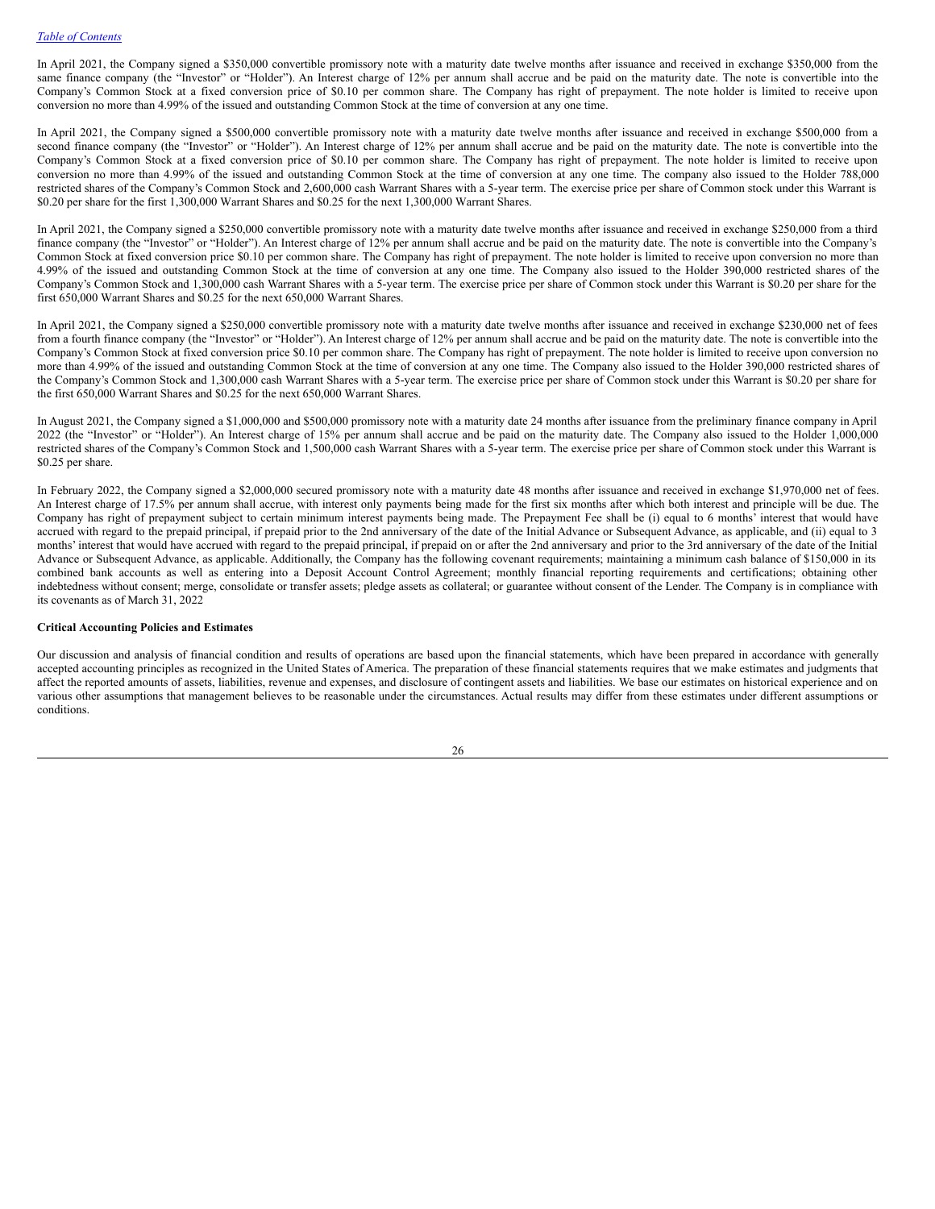In April 2021, the Company signed a $350,000 convertible promissory note with a maturity date twelve months after issuance and received in exchange $350,000 from the same finance company (the "Investor" or "Holder"). An Interest charge of 12% per annum shall accrue and be paid on the maturity date. The note is convertible into the Company's Common Stock at a fixed conversion price of $0.10 per common share. The Company has right of prepayment. The note holder is limited to receive upon conversion no more than 4.99% of the issued and outstanding Common Stock at the time of conversion at any one time.

In April 2021, the Company signed a $500,000 convertible promissory note with a maturity date twelve months after issuance and received in exchange $500,000 from a second finance company (the "Investor" or "Holder"). An Interest charge of 12% per annum shall accrue and be paid on the maturity date. The note is convertible into the Company's Common Stock at a fixed conversion price of $0.10 per common share. The Company has right of prepayment. The note holder is limited to receive upon conversion no more than 4.99% of the issued and outstanding Common Stock at the time of conversion at any one time. The company also issued to the Holder 788,000 restricted shares of the Company's Common Stock and 2,600,000 cash Warrant Shares with a 5-year term. The exercise price per share of Common stock under this Warrant is $0.20 per share for the first 1,300,000 Warrant Shares and $0.25 for the next 1,300,000 Warrant Shares.

In April 2021, the Company signed a $250,000 convertible promissory note with a maturity date twelve months after issuance and received in exchange $250,000 from a third finance company (the "Investor" or "Holder"). An Interest charge of 12% per annum shall accrue and be paid on the maturity date. The note is convertible into the Company's Common Stock at fixed conversion price $0.10 per common share. The Company has right of prepayment. The note holder is limited to receive upon conversion no more than 4.99% of the issued and outstanding Common Stock at the time of conversion at any one time. The Company also issued to the Holder 390,000 restricted shares of the Company's Common Stock and 1,300,000 cash Warrant Shares with a 5-year term. The exercise price per share of Common stock under this Warrant is $0.20 per share for the first 650,000 Warrant Shares and $0.25 for the next 650,000 Warrant Shares.

In April 2021, the Company signed a $250,000 convertible promissory note with a maturity date twelve months after issuance and received in exchange $230,000 net of fees from a fourth finance company (the "Investor" or "Holder"). An Interest charge of 12% per annum shall accrue and be paid on the maturity date. The note is convertible into the Company's Common Stock at fixed conversion price $0.10 per common share. The Company has right of prepayment. The note holder is limited to receive upon conversion no more than 4.99% of the issued and outstanding Common Stock at the time of conversion at any one time. The Company also issued to the Holder 390,000 restricted shares of the Company's Common Stock and 1,300,000 cash Warrant Shares with a 5-year term. The exercise price per share of Common stock under this Warrant is $0.20 per share for the first 650,000 Warrant Shares and $0.25 for the next 650,000 Warrant Shares.

In August 2021, the Company signed a $1,000,000 and $500,000 promissory note with a maturity date 24 months after issuance from the preliminary finance company in April 2022 (the "Investor" or "Holder"). An Interest charge of 15% per annum shall accrue and be paid on the maturity date. The Company also issued to the Holder 1,000,000 restricted shares of the Company's Common Stock and 1,500,000 cash Warrant Shares with a 5-year term. The exercise price per share of Common stock under this Warrant is $0.25 per share.

In February 2022, the Company signed a $2,000,000 secured promissory note with a maturity date 48 months after issuance and received in exchange $1,970,000 net of fees. An Interest charge of 17.5% per annum shall accrue, with interest only payments being made for the first six months after which both interest and principle will be due. The Company has right of prepayment subject to certain minimum interest payments being made. The Prepayment Fee shall be (i) equal to 6 months' interest that would have accrued with regard to the prepaid principal, if prepaid prior to the 2nd anniversary of the date of the Initial Advance or Subsequent Advance, as applicable, and (ii) equal to 3 months' interest that would have accrued with regard to the prepaid principal, if prepaid on or after the 2nd anniversary and prior to the 3rd anniversary of the date of the Initial Advance or Subsequent Advance, as applicable. Additionally, the Company has the following covenant requirements; maintaining a minimum cash balance of $150,000 in its combined bank accounts as well as entering into a Deposit Account Control Agreement; monthly financial reporting requirements and certifications; obtaining other indebtedness without consent; merge, consolidate or transfer assets; pledge assets as collateral; or guarantee without consent of the Lender. The Company is in compliance with its covenants as of March 31, 2022

**Critical Accounting Policies and Estimates**

Our discussion and analysis of financial condition and results of operations are based upon the financial statements, which have been prepared in accordance with generally accepted accounting principles as recognized in the United States of America. The preparation of these financial statements requires that we make estimates and judgments that affect the reported amounts of assets, liabilities, revenue and expenses, and disclosure of contingent assets and liabilities. We base our estimates on historical experience and on various other assumptions that management believes to be reasonable under the circumstances. Actual results may differ from these estimates under different assumptions or conditions.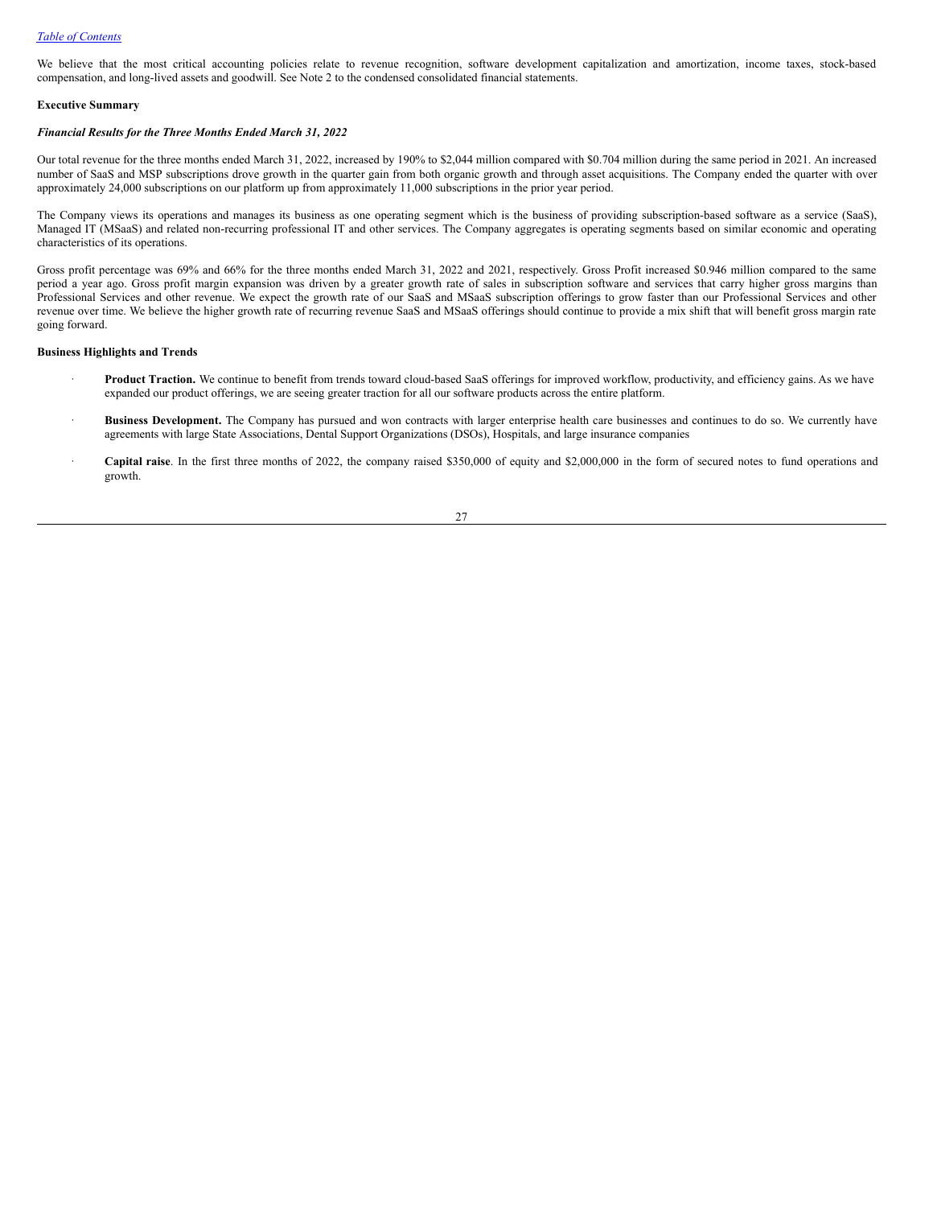We believe that the most critical accounting policies relate to revenue recognition, software development capitalization and amortization, income taxes, stock-based compensation, and long-lived assets and goodwill. See Note 2 to the condensed consolidated financial statements.

**Executive Summary**

***Financial Results for the Three Months Ended March 31, 2022***

Our total revenue for the three months ended March 31, 2022, increased by 190% to $2,044 million compared with $0.704 million during the same period in 2021. An increased number of SaaS and MSP subscriptions drove growth in the quarter gain from both organic growth and through asset acquisitions. The Company ended the quarter with over approximately 24,000 subscriptions on our platform up from approximately 11,000 subscriptions in the prior year period.

The Company views its operations and manages its business as one operating segment which is the business of providing subscription-based software as a service (SaaS), Managed IT (MSaaS) and related non-recurring professional IT and other services. The Company aggregates is operating segments based on similar economic and operating characteristics of its operations.

Gross profit percentage was 69% and 66% for the three months ended March 31, 2022 and 2021, respectively. Gross Profit increased $0.946 million compared to the same period a year ago. Gross profit margin expansion was driven by a greater growth rate of sales in subscription software and services that carry higher gross margins than Professional Services and other revenue. We expect the growth rate of our SaaS and MSaaS subscription offerings to grow faster than our Professional Services and other revenue over time. We believe the higher growth rate of recurring revenue SaaS and MSaaS offerings should continue to provide a mix shift that will benefit gross margin rate going forward.

**Business Highlights and Trends**

- **Product Traction.** We continue to benefit from trends toward cloud-based SaaS offerings for improved workflow, productivity, and efficiency gains. As we have expanded our product offerings, we are seeing greater traction for all our software products across the entire platform.
- **Business Development.** The Company has pursued and won contracts with larger enterprise health care businesses and continues to do so. We currently have agreements with large State Associations, Dental Support Organizations (DSOs), Hospitals, and large insurance companies
- **Capital raise**. In the first three months of 2022, the company raised $350,000 of equity and $2,000,000 in the form of secured notes to fund operations and growth.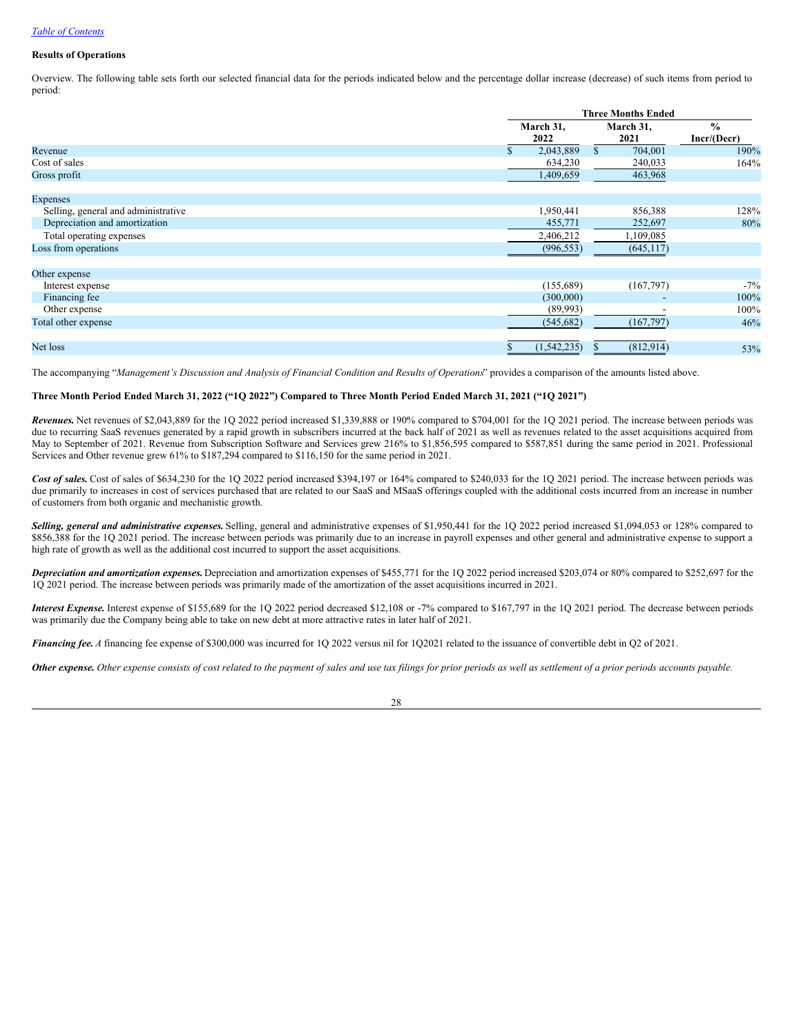[Table of Contents](#)

**Results of Operations**

Overview. The following table sets forth our selected financial data for the periods indicated below and the percentage dollar increase (decrease) of such items from period to period:

| | Three Months Ended | | |
|---|---|---|---|
| | March 31, 2022 | March 31, 2021 | % Incr/(Decr) |
| Revenue | $ 2,043,889 | $ 704,001 | 190% |
| Cost of sales | 634,230 | 240,033 | 164% |
| Gross profit | 1,409,659 | 463,968 | |
| | | | |
| Expenses | | | |
| Selling, general and administrative | 1,950,441 | 856,388 | 128% |
| Depreciation and amortization | 455,771 | 252,697 | 80% |
| Total operating expenses | 2,406,212 | 1,109,085 | |
| Loss from operations | (996,553) | (645,117) | |
| | | | |
| Other expense | | | |
| Interest expense | (155,689) | (167,797) | -7% |
| Financing fee | (300,000) | - | 100% |
| Other expense | (89,993) | - | 100% |
| Total other expense | (545,682) | (167,797) | 46% |
| | | | |
| Net loss | $ (1,542,235) | $ (812,914) | 53% |

The accompanying "*Management's Discussion and Analysis of Financial Condition and Results of Operations*" provides a comparison of the amounts listed above.

**Three Month Period Ended March 31, 2022 ("1Q 2022") Compared to Three Month Period Ended March 31, 2021 ("1Q 2021")**

***Revenues.*** Net revenues of $2,043,889 for the 1Q 2022 period increased $1,339,888 or 190% compared to $704,001 for the 1Q 2021 period. The increase between periods was due to recurring SaaS revenues generated by a rapid growth in subscribers incurred at the back half of 2021 as well as revenues related to the asset acquisitions acquired from May to September of 2021. Revenue from Subscription Software and Services grew 216% to $1,856,595 compared to $587,851 during the same period in 2021. Professional Services and Other revenue grew 61% to $187,294 compared to $116,150 for the same period in 2021.

***Cost of sales.*** Cost of sales of $634,230 for the 1Q 2022 period increased $394,197 or 164% compared to $240,033 for the 1Q 2021 period. The increase between periods was due primarily to increases in cost of services purchased that are related to our SaaS and MSaaS offerings coupled with the additional costs incurred from an increase in number of customers from both organic and mechanistic growth.

***Selling, general and administrative expenses.*** Selling, general and administrative expenses of $1,950,441 for the 1Q 2022 period increased $1,094,053 or 128% compared to $856,388 for the 1Q 2021 period. The increase between periods was primarily due to an increase in payroll expenses and other general and administrative expense to support a high rate of growth as well as the additional cost incurred to support the asset acquisitions.

***Depreciation and amortization expenses.*** Depreciation and amortization expenses of $455,771 for the 1Q 2022 period increased $203,074 or 80% compared to $252,697 for the 1Q 2021 period. The increase between periods was primarily made of the amortization of the asset acquisitions incurred in 2021.

***Interest Expense.*** Interest expense of $155,689 for the 1Q 2022 period decreased $12,108 or -7% compared to $167,797 in the 1Q 2021 period. The decrease between periods was primarily due the Company being able to take on new debt at more attractive rates in later half of 2021.

***Financing fee.*** *A* financing fee expense of $300,000 was incurred for 1Q 2022 versus nil for 1Q2021 related to the issuance of convertible debt in Q2 of 2021.

***Other expense.*** *Other expense consists of cost related to the payment of sales and use tax filings for prior periods as well as settlement of a prior periods accounts payable.*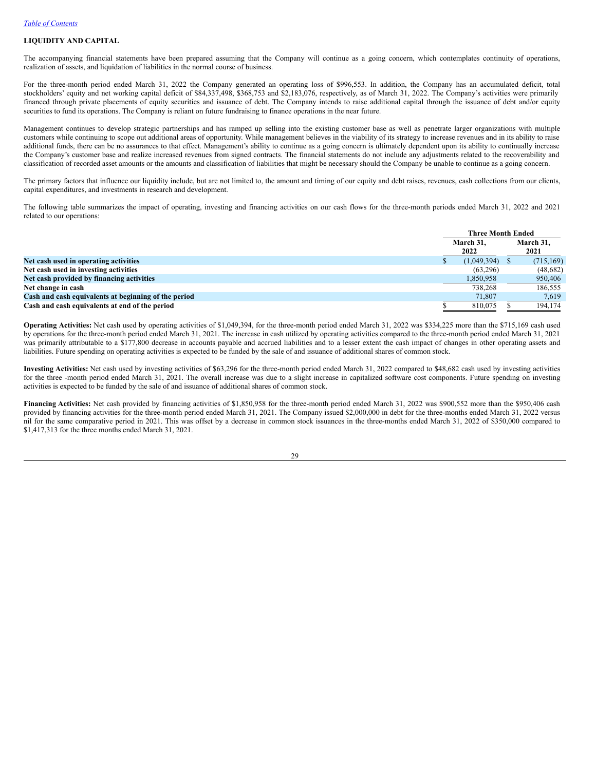*Table of Contents*

**LIQUIDITY AND CAPITAL**

The accompanying financial statements have been prepared assuming that the Company will continue as a going concern, which contemplates continuity of operations, realization of assets, and liquidation of liabilities in the normal course of business.

For the three-month period ended March 31, 2022 the Company generated an operating loss of $996,553. In addition, the Company has an accumulated deficit, total stockholders' equity and net working capital deficit of $84,337,498, $368,753 and $2,183,076, respectively, as of March 31, 2022. The Company's activities were primarily financed through private placements of equity securities and issuance of debt. The Company intends to raise additional capital through the issuance of debt and/or equity securities to fund its operations. The Company is reliant on future fundraising to finance operations in the near future.

Management continues to develop strategic partnerships and has ramped up selling into the existing customer base as well as penetrate larger organizations with multiple customers while continuing to scope out additional areas of opportunity. While management believes in the viability of its strategy to increase revenues and in its ability to raise additional funds, there can be no assurances to that effect. Management's ability to continue as a going concern is ultimately dependent upon its ability to continually increase the Company's customer base and realize increased revenues from signed contracts. The financial statements do not include any adjustments related to the recoverability and classification of recorded asset amounts or the amounts and classification of liabilities that might be necessary should the Company be unable to continue as a going concern.

The primary factors that influence our liquidity include, but are not limited to, the amount and timing of our equity and debt raises, revenues, cash collections from our clients, capital expenditures, and investments in research and development.

The following table summarizes the impact of operating, investing and financing activities on our cash flows for the three-month periods ended March 31, 2022 and 2021 related to our operations:

| | Three Month Ended | |
|---|---|---|
| | March 31, 2022 | March 31, 2021 |
| **Net cash used in operating activities** | $ (1,049,394) | $ (715,169) |
| **Net cash used in investing activities** | (63,296) | (48,682) |
| **Net cash provided by financing activities** | 1,850,958 | 950,406 |
| **Net change in cash** | 738,268 | 186,555 |
| **Cash and cash equivalents at beginning of the period** | 71,807 | 7,619 |
| **Cash and cash equivalents at end of the period** | $ 810,075 | $ 194,174 |

**Operating Activities:** Net cash used by operating activities of $1,049,394, for the three-month period ended March 31, 2022 was $334,225 more than the $715,169 cash used by operations for the three-month period ended March 31, 2021. The increase in cash utilized by operating activities compared to the three-month period ended March 31, 2021 was primarily attributable to a $177,800 decrease in accounts payable and accrued liabilities and to a lesser extent the cash impact of changes in other operating assets and liabilities. Future spending on operating activities is expected to be funded by the sale of and issuance of additional shares of common stock.

**Investing Activities:** Net cash used by investing activities of $63,296 for the three-month period ended March 31, 2022 compared to $48,682 cash used by investing activities for the three -month period ended March 31, 2021. The overall increase was due to a slight increase in capitalized software cost components. Future spending on investing activities is expected to be funded by the sale of and issuance of additional shares of common stock.

**Financing Activities:** Net cash provided by financing activities of $1,850,958 for the three-month period ended March 31, 2022 was $900,552 more than the $950,406 cash provided by financing activities for the three-month period ended March 31, 2021. The Company issued $2,000,000 in debt for the three-months ended March 31, 2022 versus nil for the same comparative period in 2021. This was offset by a decrease in common stock issuances in the three-months ended March 31, 2022 of $350,000 compared to $1,417,313 for the three months ended March 31, 2021.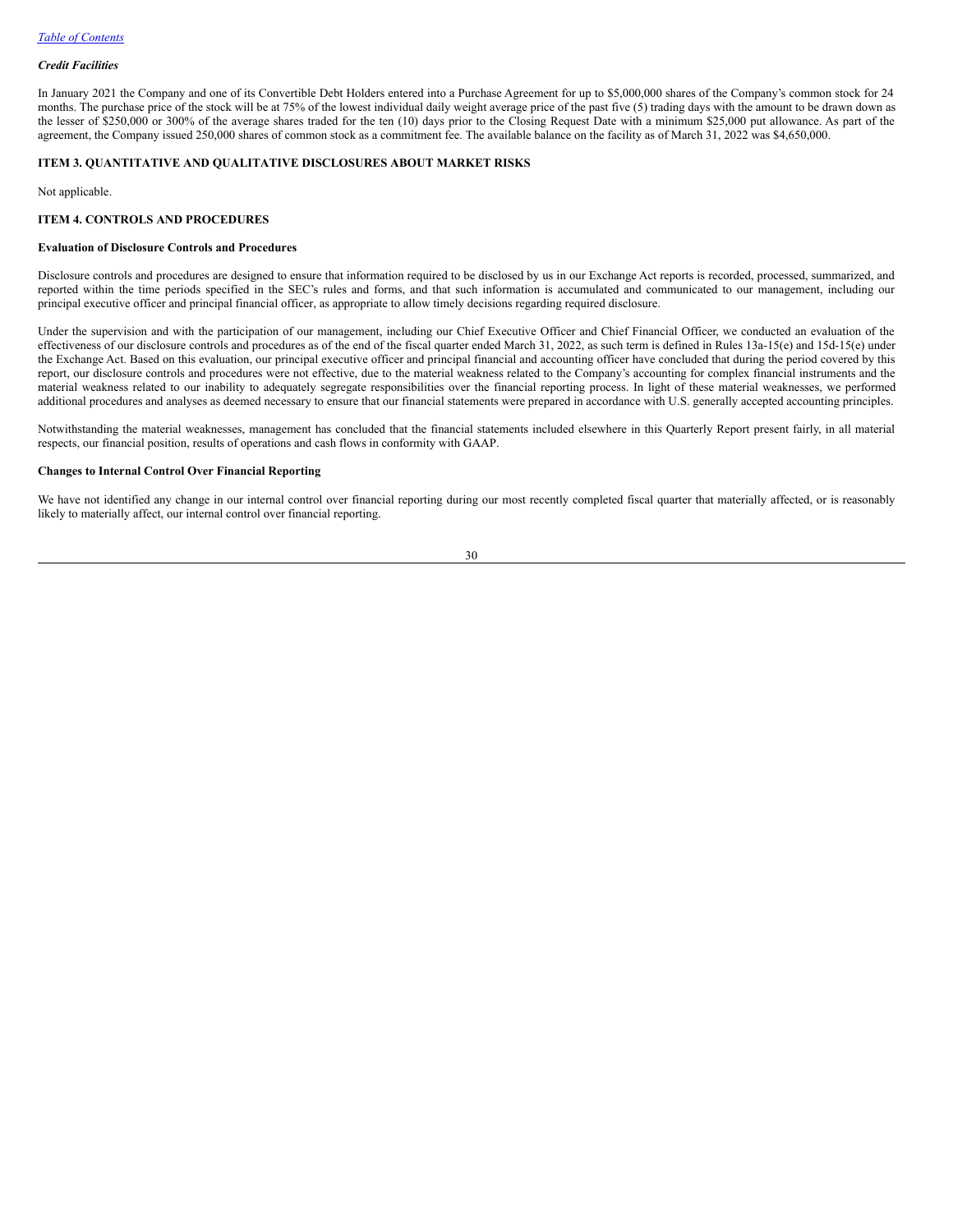*Credit Facilities*

In January 2021 the Company and one of its Convertible Debt Holders entered into a Purchase Agreement for up to $5,000,000 shares of the Company's common stock for 24 months. The purchase price of the stock will be at 75% of the lowest individual daily weight average price of the past five (5) trading days with the amount to be drawn down as the lesser of $250,000 or 300% of the average shares traded for the ten (10) days prior to the Closing Request Date with a minimum $25,000 put allowance. As part of the agreement, the Company issued 250,000 shares of common stock as a commitment fee. The available balance on the facility as of March 31, 2022 was $4,650,000.

## ITEM 3. QUANTITATIVE AND QUALITATIVE DISCLOSURES ABOUT MARKET RISKS

Not applicable.

## ITEM 4. CONTROLS AND PROCEDURES

**Evaluation of Disclosure Controls and Procedures**

Disclosure controls and procedures are designed to ensure that information required to be disclosed by us in our Exchange Act reports is recorded, processed, summarized, and reported within the time periods specified in the SEC's rules and forms, and that such information is accumulated and communicated to our management, including our principal executive officer and principal financial officer, as appropriate to allow timely decisions regarding required disclosure.

Under the supervision and with the participation of our management, including our Chief Executive Officer and Chief Financial Officer, we conducted an evaluation of the effectiveness of our disclosure controls and procedures as of the end of the fiscal quarter ended March 31, 2022, as such term is defined in Rules 13a-15(e) and 15d-15(e) under the Exchange Act. Based on this evaluation, our principal executive officer and principal financial and accounting officer have concluded that during the period covered by this report, our disclosure controls and procedures were not effective, due to the material weakness related to the Company's accounting for complex financial instruments and the material weakness related to our inability to adequately segregate responsibilities over the financial reporting process. In light of these material weaknesses, we performed additional procedures and analyses as deemed necessary to ensure that our financial statements were prepared in accordance with U.S. generally accepted accounting principles.

Notwithstanding the material weaknesses, management has concluded that the financial statements included elsewhere in this Quarterly Report present fairly, in all material respects, our financial position, results of operations and cash flows in conformity with GAAP.

**Changes to Internal Control Over Financial Reporting**

We have not identified any change in our internal control over financial reporting during our most recently completed fiscal quarter that materially affected, or is reasonably likely to materially affect, our internal control over financial reporting.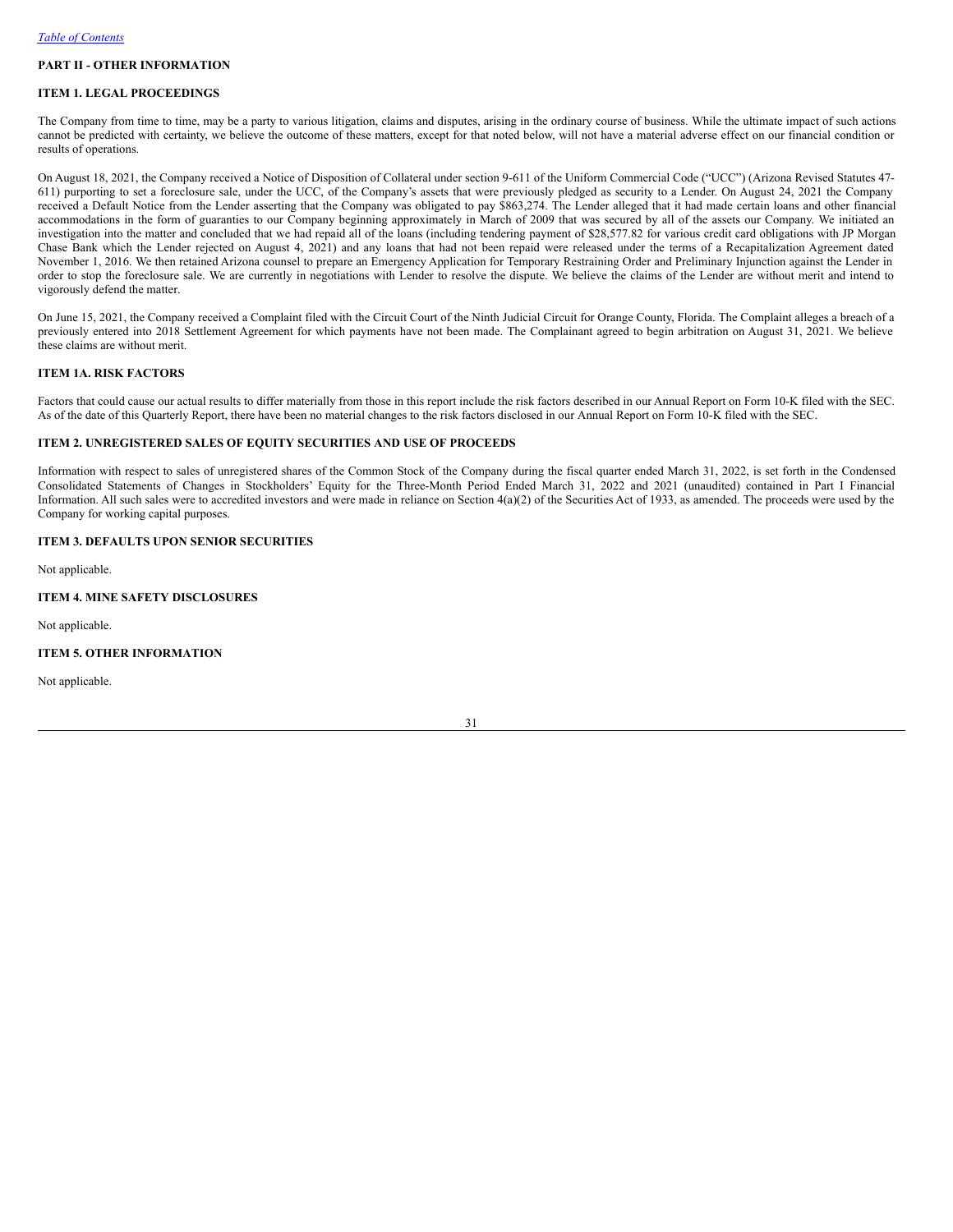[Table of Contents](#)

## PART II - OTHER INFORMATION

### ITEM 1. LEGAL PROCEEDINGS

The Company from time to time, may be a party to various litigation, claims and disputes, arising in the ordinary course of business. While the ultimate impact of such actions cannot be predicted with certainty, we believe the outcome of these matters, except for that noted below, will not have a material adverse effect on our financial condition or results of operations.

On August 18, 2021, the Company received a Notice of Disposition of Collateral under section 9-611 of the Uniform Commercial Code ("UCC") (Arizona Revised Statutes 47-611) purporting to set a foreclosure sale, under the UCC, of the Company's assets that were previously pledged as security to a Lender. On August 24, 2021 the Company received a Default Notice from the Lender asserting that the Company was obligated to pay $863,274. The Lender alleged that it had made certain loans and other financial accommodations in the form of guaranties to our Company beginning approximately in March of 2009 that was secured by all of the assets our Company. We initiated an investigation into the matter and concluded that we had repaid all of the loans (including tendering payment of $28,577.82 for various credit card obligations with JP Morgan Chase Bank which the Lender rejected on August 4, 2021) and any loans that had not been repaid were released under the terms of a Recapitalization Agreement dated November 1, 2016. We then retained Arizona counsel to prepare an Emergency Application for Temporary Restraining Order and Preliminary Injunction against the Lender in order to stop the foreclosure sale. We are currently in negotiations with Lender to resolve the dispute. We believe the claims of the Lender are without merit and intend to vigorously defend the matter.

On June 15, 2021, the Company received a Complaint filed with the Circuit Court of the Ninth Judicial Circuit for Orange County, Florida. The Complaint alleges a breach of a previously entered into 2018 Settlement Agreement for which payments have not been made. The Complainant agreed to begin arbitration on August 31, 2021. We believe these claims are without merit.

### ITEM 1A. RISK FACTORS

Factors that could cause our actual results to differ materially from those in this report include the risk factors described in our Annual Report on Form 10-K filed with the SEC. As of the date of this Quarterly Report, there have been no material changes to the risk factors disclosed in our Annual Report on Form 10-K filed with the SEC.

### ITEM 2. UNREGISTERED SALES OF EQUITY SECURITIES AND USE OF PROCEEDS

Information with respect to sales of unregistered shares of the Common Stock of the Company during the fiscal quarter ended March 31, 2022, is set forth in the Condensed Consolidated Statements of Changes in Stockholders' Equity for the Three-Month Period Ended March 31, 2022 and 2021 (unaudited) contained in Part I Financial Information. All such sales were to accredited investors and were made in reliance on Section 4(a)(2) of the Securities Act of 1933, as amended. The proceeds were used by the Company for working capital purposes.

### ITEM 3. DEFAULTS UPON SENIOR SECURITIES

Not applicable.

### ITEM 4. MINE SAFETY DISCLOSURES

Not applicable.

### ITEM 5. OTHER INFORMATION

Not applicable.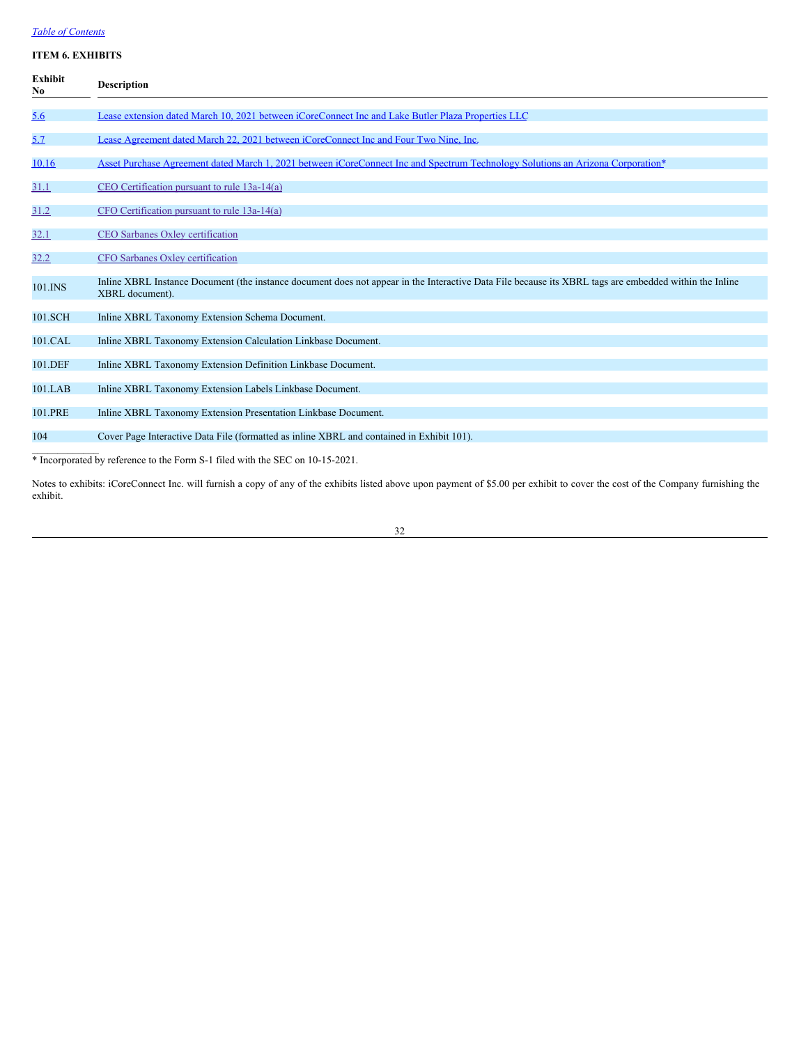## ITEM 6. EXHIBITS

| Exhibit No | Description |
|---|---|
| 5.6 | Lease extension dated March 10, 2021 between iCoreConnect Inc and Lake Butler Plaza Properties LLC |
| 5.7 | Lease Agreement dated March 22, 2021 between iCoreConnect Inc and Four Two Nine, Inc. |
| 10.16 | Asset Purchase Agreement dated March 1, 2021 between iCoreConnect Inc and Spectrum Technology Solutions an Arizona Corporation* |
| 31.1 | CEO Certification pursuant to rule 13a-14(a) |
| 31.2 | CFO Certification pursuant to rule 13a-14(a) |
| 32.1 | CEO Sarbanes Oxley certification |
| 32.2 | CFO Sarbanes Oxley certification |
| 101.INS | Inline XBRL Instance Document (the instance document does not appear in the Interactive Data File because its XBRL tags are embedded within the Inline XBRL document). |
| 101.SCH | Inline XBRL Taxonomy Extension Schema Document. |
| 101.CAL | Inline XBRL Taxonomy Extension Calculation Linkbase Document. |
| 101.DEF | Inline XBRL Taxonomy Extension Definition Linkbase Document. |
| 101.LAB | Inline XBRL Taxonomy Extension Labels Linkbase Document. |
| 101.PRE | Inline XBRL Taxonomy Extension Presentation Linkbase Document. |
| 104 | Cover Page Interactive Data File (formatted as inline XBRL and contained in Exhibit 101). |

* Incorporated by reference to the Form S-1 filed with the SEC on 10-15-2021.

Notes to exhibits: iCoreConnect Inc. will furnish a copy of any of the exhibits listed above upon payment of $5.00 per exhibit to cover the cost of the Company furnishing the exhibit.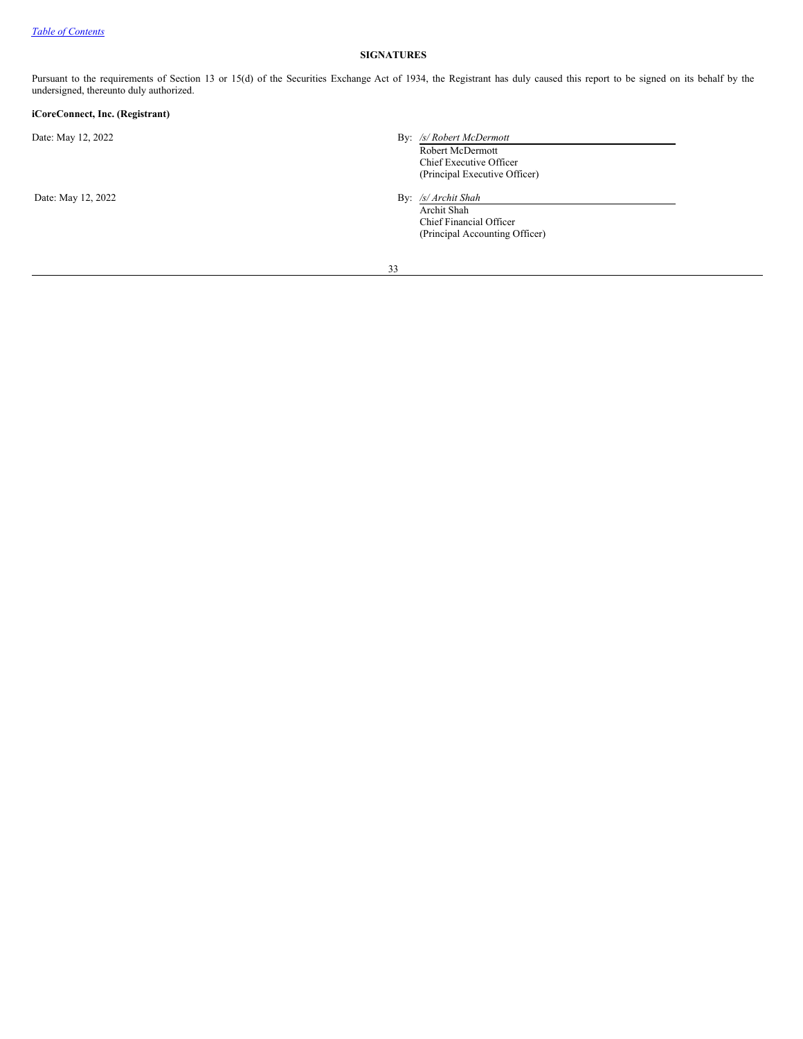## SIGNATURES

Pursuant to the requirements of Section 13 or 15(d) of the Securities Exchange Act of 1934, the Registrant has duly caused this report to be signed on its behalf by the undersigned, thereunto duly authorized.

**iCoreConnect, Inc. (Registrant)**

Date: May 12, 2022

By: */s/ Robert McDermott*
Robert McDermott
Chief Executive Officer
(Principal Executive Officer)

Date: May 12, 2022

By: */s/ Archit Shah*
Archit Shah
Chief Financial Officer
(Principal Accounting Officer)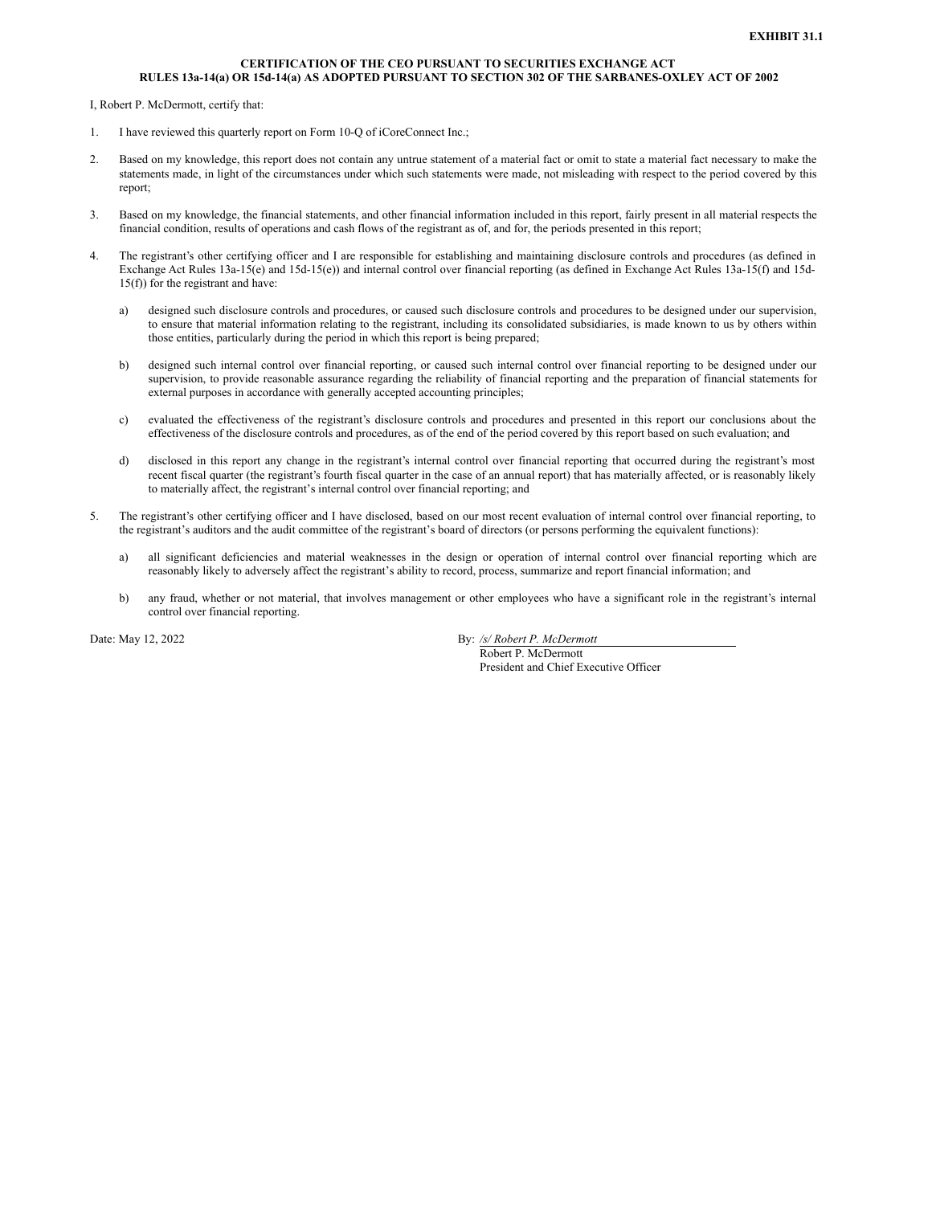**EXHIBIT 31.1**

**CERTIFICATION OF THE CEO PURSUANT TO SECURITIES EXCHANGE ACT RULES 13a-14(a) OR 15d-14(a) AS ADOPTED PURSUANT TO SECTION 302 OF THE SARBANES-OXLEY ACT OF 2002**

I, Robert P. McDermott, certify that:

1. I have reviewed this quarterly report on Form 10-Q of iCoreConnect Inc.;

2. Based on my knowledge, this report does not contain any untrue statement of a material fact or omit to state a material fact necessary to make the statements made, in light of the circumstances under which such statements were made, not misleading with respect to the period covered by this report;

3. Based on my knowledge, the financial statements, and other financial information included in this report, fairly present in all material respects the financial condition, results of operations and cash flows of the registrant as of, and for, the periods presented in this report;

4. The registrant's other certifying officer and I are responsible for establishing and maintaining disclosure controls and procedures (as defined in Exchange Act Rules 13a-15(e) and 15d-15(e)) and internal control over financial reporting (as defined in Exchange Act Rules 13a-15(f) and 15d-15(f)) for the registrant and have:

   a) designed such disclosure controls and procedures, or caused such disclosure controls and procedures to be designed under our supervision, to ensure that material information relating to the registrant, including its consolidated subsidiaries, is made known to us by others within those entities, particularly during the period in which this report is being prepared;

   b) designed such internal control over financial reporting, or caused such internal control over financial reporting to be designed under our supervision, to provide reasonable assurance regarding the reliability of financial reporting and the preparation of financial statements for external purposes in accordance with generally accepted accounting principles;

   c) evaluated the effectiveness of the registrant's disclosure controls and procedures and presented in this report our conclusions about the effectiveness of the disclosure controls and procedures, as of the end of the period covered by this report based on such evaluation; and

   d) disclosed in this report any change in the registrant's internal control over financial reporting that occurred during the registrant's most recent fiscal quarter (the registrant's fourth fiscal quarter in the case of an annual report) that has materially affected, or is reasonably likely to materially affect, the registrant's internal control over financial reporting; and

5. The registrant's other certifying officer and I have disclosed, based on our most recent evaluation of internal control over financial reporting, to the registrant's auditors and the audit committee of the registrant's board of directors (or persons performing the equivalent functions):

   a) all significant deficiencies and material weaknesses in the design or operation of internal control over financial reporting which are reasonably likely to adversely affect the registrant's ability to record, process, summarize and report financial information; and

   b) any fraud, whether or not material, that involves management or other employees who have a significant role in the registrant's internal control over financial reporting.

Date: May 12, 2022

By: */s/ Robert P. McDermott*
Robert P. McDermott
President and Chief Executive Officer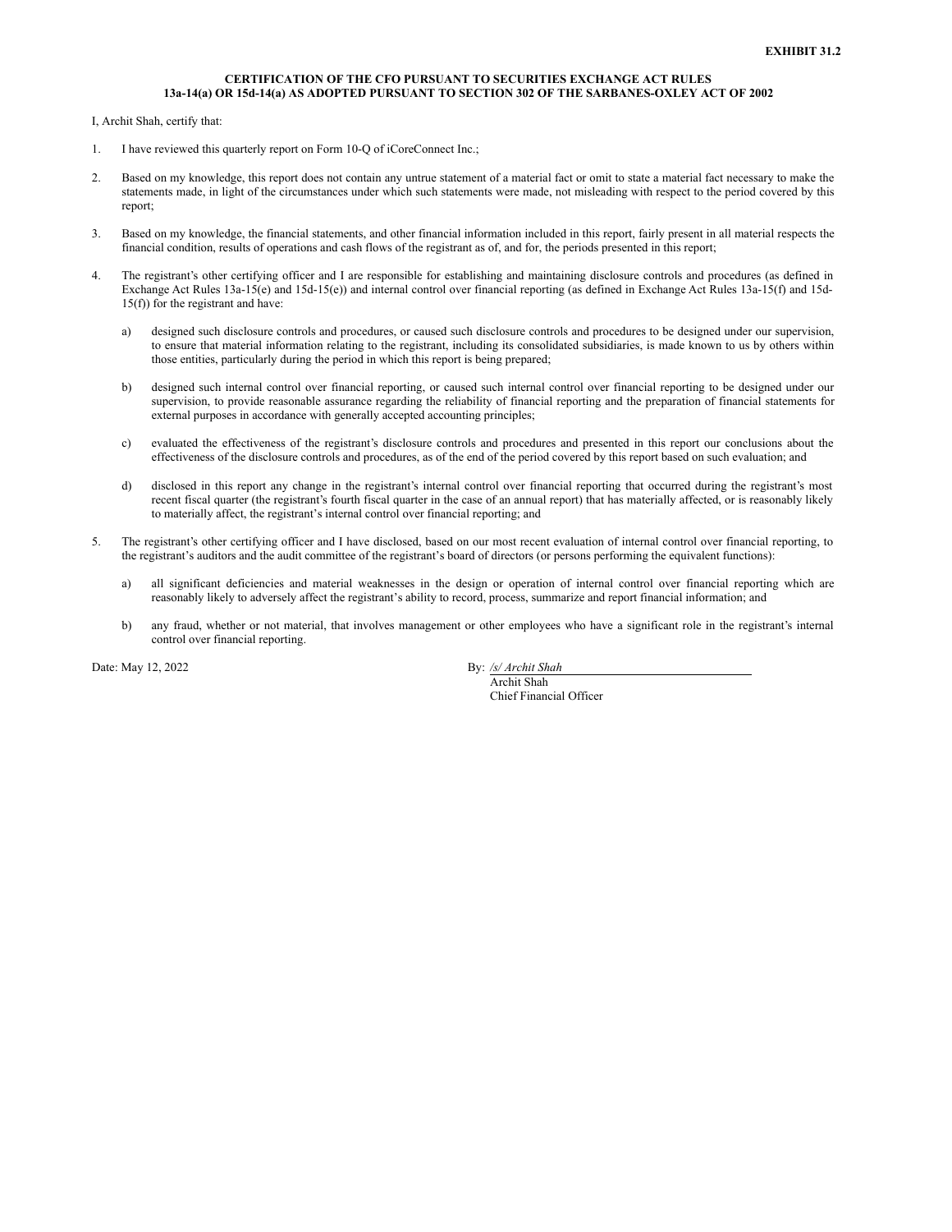**EXHIBIT 31.2**

**CERTIFICATION OF THE CFO PURSUANT TO SECURITIES EXCHANGE ACT RULES 13a-14(a) OR 15d-14(a) AS ADOPTED PURSUANT TO SECTION 302 OF THE SARBANES-OXLEY ACT OF 2002**

I, Archit Shah, certify that:

1. I have reviewed this quarterly report on Form 10-Q of iCoreConnect Inc.;

2. Based on my knowledge, this report does not contain any untrue statement of a material fact or omit to state a material fact necessary to make the statements made, in light of the circumstances under which such statements were made, not misleading with respect to the period covered by this report;

3. Based on my knowledge, the financial statements, and other financial information included in this report, fairly present in all material respects the financial condition, results of operations and cash flows of the registrant as of, and for, the periods presented in this report;

4. The registrant's other certifying officer and I are responsible for establishing and maintaining disclosure controls and procedures (as defined in Exchange Act Rules 13a-15(e) and 15d-15(e)) and internal control over financial reporting (as defined in Exchange Act Rules 13a-15(f) and 15d-15(f)) for the registrant and have:

   a) designed such disclosure controls and procedures, or caused such disclosure controls and procedures to be designed under our supervision, to ensure that material information relating to the registrant, including its consolidated subsidiaries, is made known to us by others within those entities, particularly during the period in which this report is being prepared;

   b) designed such internal control over financial reporting, or caused such internal control over financial reporting to be designed under our supervision, to provide reasonable assurance regarding the reliability of financial reporting and the preparation of financial statements for external purposes in accordance with generally accepted accounting principles;

   c) evaluated the effectiveness of the registrant's disclosure controls and procedures and presented in this report our conclusions about the effectiveness of the disclosure controls and procedures, as of the end of the period covered by this report based on such evaluation; and

   d) disclosed in this report any change in the registrant's internal control over financial reporting that occurred during the registrant's most recent fiscal quarter (the registrant's fourth fiscal quarter in the case of an annual report) that has materially affected, or is reasonably likely to materially affect, the registrant's internal control over financial reporting; and

5. The registrant's other certifying officer and I have disclosed, based on our most recent evaluation of internal control over financial reporting, to the registrant's auditors and the audit committee of the registrant's board of directors (or persons performing the equivalent functions):

   a) all significant deficiencies and material weaknesses in the design or operation of internal control over financial reporting which are reasonably likely to adversely affect the registrant's ability to record, process, summarize and report financial information; and

   b) any fraud, whether or not material, that involves management or other employees who have a significant role in the registrant's internal control over financial reporting.

Date: May 12, 2022

By: */s/ Archit Shah*
Archit Shah
Chief Financial Officer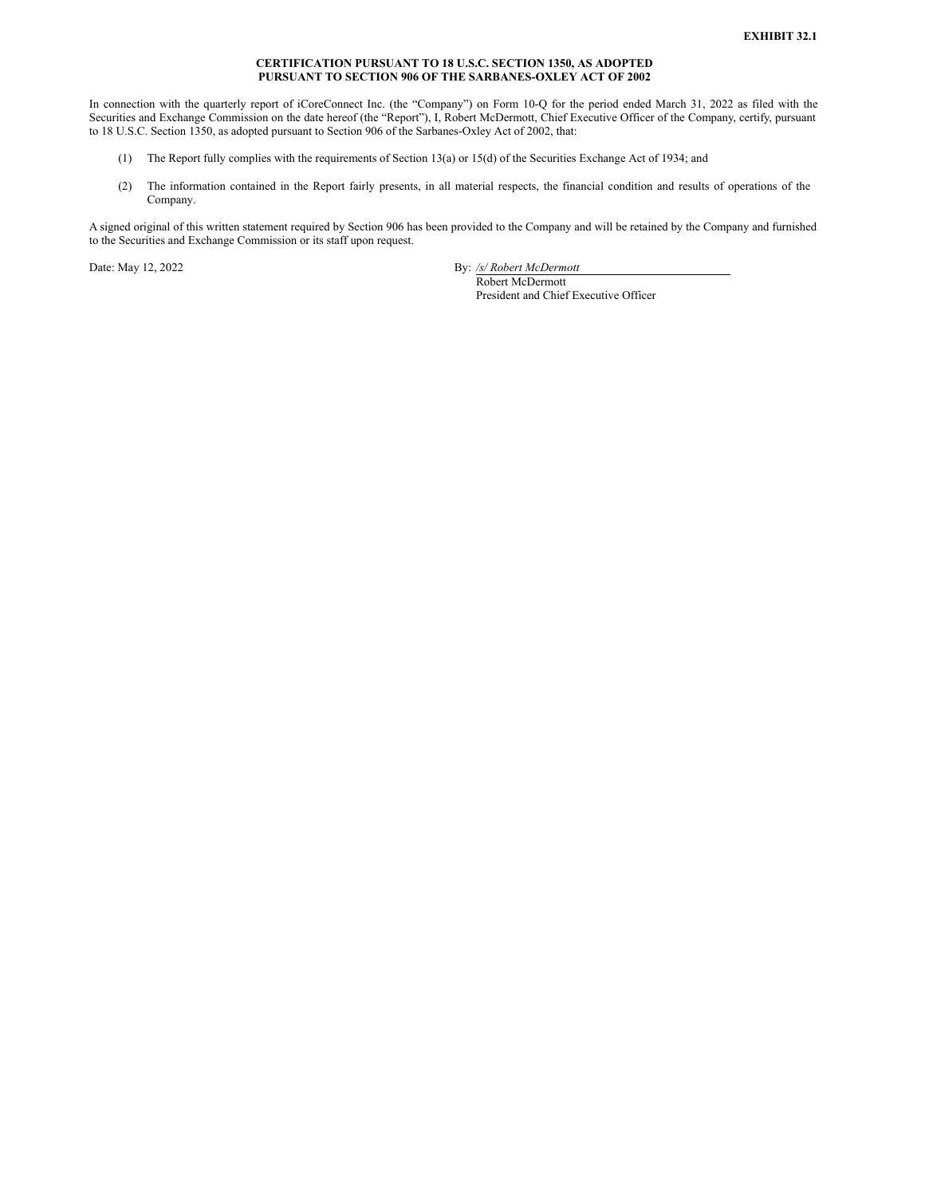**EXHIBIT 32.1**

**CERTIFICATION PURSUANT TO 18 U.S.C. SECTION 1350, AS ADOPTED PURSUANT TO SECTION 906 OF THE SARBANES-OXLEY ACT OF 2002**

In connection with the quarterly report of iCoreConnect Inc. (the "Company") on Form 10-Q for the period ended March 31, 2022 as filed with the Securities and Exchange Commission on the date hereof (the "Report"), I, Robert McDermott, Chief Executive Officer of the Company, certify, pursuant to 18 U.S.C. Section 1350, as adopted pursuant to Section 906 of the Sarbanes-Oxley Act of 2002, that:

(1) The Report fully complies with the requirements of Section 13(a) or 15(d) of the Securities Exchange Act of 1934; and

(2) The information contained in the Report fairly presents, in all material respects, the financial condition and results of operations of the Company.

A signed original of this written statement required by Section 906 has been provided to the Company and will be retained by the Company and furnished to the Securities and Exchange Commission or its staff upon request.

Date: May 12, 2022

By: */s/ Robert McDermott*
Robert McDermott
President and Chief Executive Officer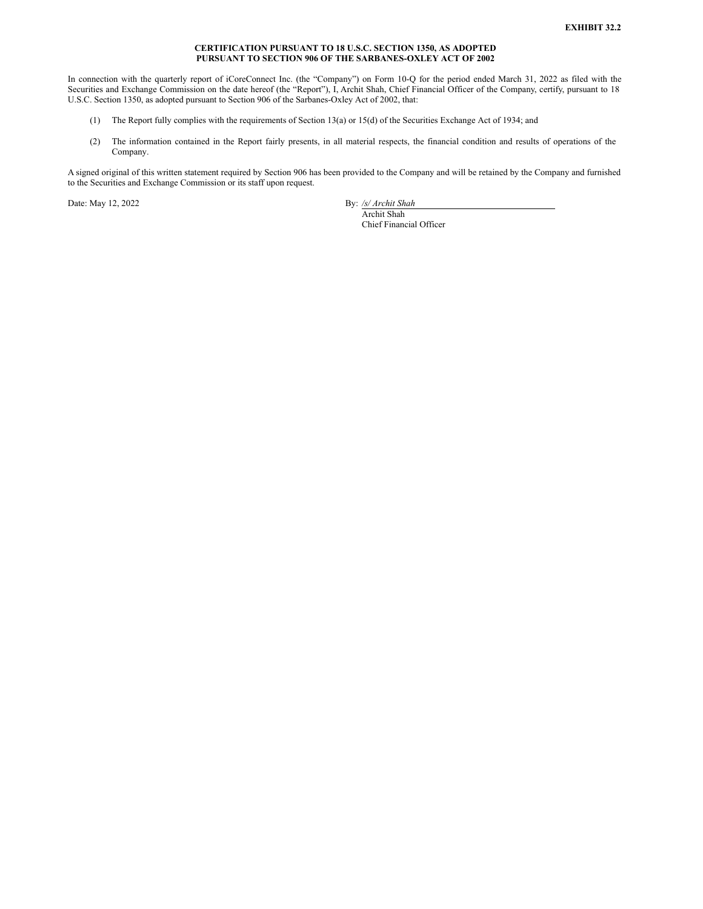**EXHIBIT 32.2**

**CERTIFICATION PURSUANT TO 18 U.S.C. SECTION 1350, AS ADOPTED PURSUANT TO SECTION 906 OF THE SARBANES-OXLEY ACT OF 2002**

In connection with the quarterly report of iCoreConnect Inc. (the "Company") on Form 10-Q for the period ended March 31, 2022 as filed with the Securities and Exchange Commission on the date hereof (the "Report"), I, Archit Shah, Chief Financial Officer of the Company, certify, pursuant to 18 U.S.C. Section 1350, as adopted pursuant to Section 906 of the Sarbanes-Oxley Act of 2002, that:

(1) The Report fully complies with the requirements of Section 13(a) or 15(d) of the Securities Exchange Act of 1934; and

(2) The information contained in the Report fairly presents, in all material respects, the financial condition and results of operations of the Company.

A signed original of this written statement required by Section 906 has been provided to the Company and will be retained by the Company and furnished to the Securities and Exchange Commission or its staff upon request.

Date: May 12, 2022

By: */s/ Archit Shah*
Archit Shah
Chief Financial Officer